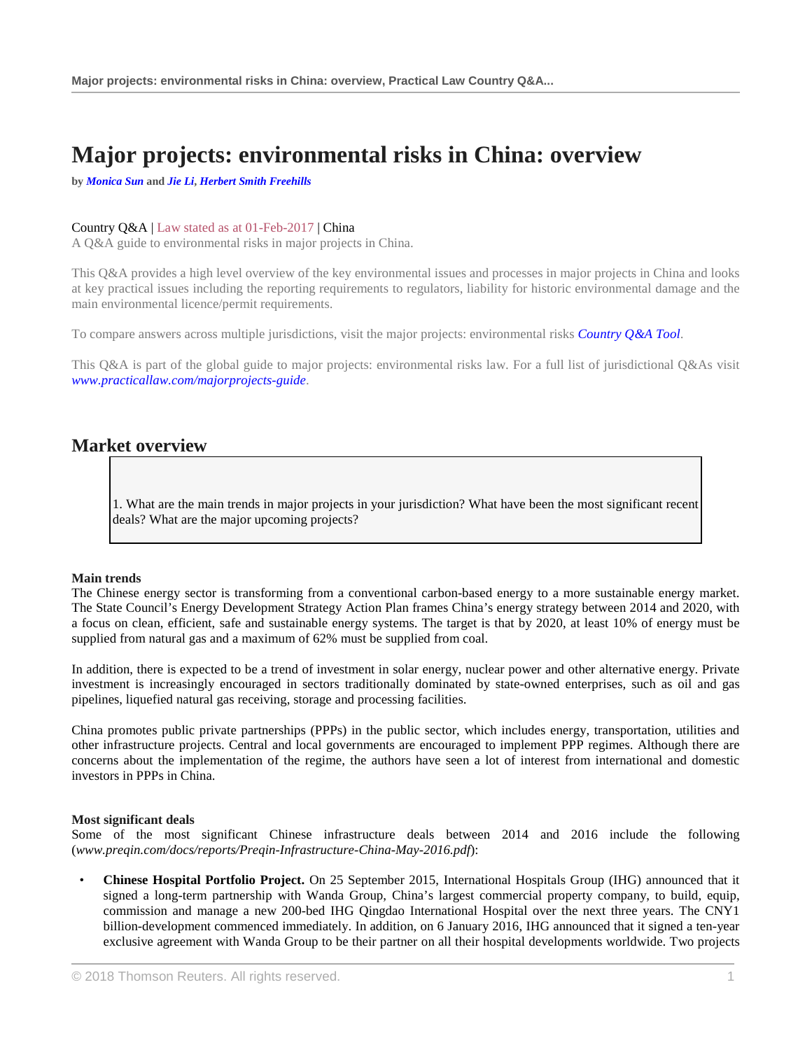# Major projects: environmental risks in China: overview

by *Monica Sun* and *Jie Li, Herbert Smith Freehills*

Country Q&A | Law stated as at 01-Feb-2017 | China

A Q&A guide to environmental risks in major projects in China.

This Q&A provides a high level overview of the key environmental issues and processes in major projects in China and looks at key practical issues including the reporting requirements to regulators, liability for historic environmental damage and the main environmental licence/permit requirements.

To compare answers across multiple jurisdictions, visit the major projects: environmental risks *Country Q&A Tool*.

This Q&A is part of the global guide to major projects: environmental risks law. For a full list of jurisdictional Q&As visit *www.practicallaw.com/majorprojects-guide*.

## Market overview

1. What are the main trends in major projects in your jurisdiction? What have been the most significant recent deals? What are the major upcoming projects?

**Main trends**

The Chinese energy sector is transforming from a conventional carbon-based energy to a more sustainable energy market. The State Council's Energy Development Strategy Action Plan frames China's energy strategy between 2014 and 2020, with a focus on clean, efficient, safe and sustainable energy systems. The target is that by 2020, at least 10% of energy must be supplied from natural gas and a maximum of 62% must be supplied from coal.

In addition, there is expected to be a trend of investment in solar energy, nuclear power and other alternative energy. Private investment is increasingly encouraged in sectors traditionally dominated by state-owned enterprises, such as oil and gas pipelines, liquefied natural gas receiving, storage and processing facilities.

China promotes public private partnerships (PPPs) in the public sector, which includes energy, transportation, utilities and other infrastructure projects. Central and local governments are encouraged to implement PPP regimes. Although there are concerns about the implementation of the regime, the authors have seen a lot of interest from international and domestic investors in PPPs in China.

**Most significant deals**

Some of the most significant Chinese infrastructure deals between 2014 and 2016 include the following (*www.preqin.com/docs/reports/Preqin-Infrastructure-China-May-2016.pdf*):

- **Chinese Hospital Portfolio Project.** On 25 September 2015, International Hospitals Group (IHG) announced that it signed a long-term partnership with Wanda Group, China's largest commercial property company, to build, equip, commission and manage a new 200-bed IHG Qingdao International Hospital over the next three years. The CNY1 billion-development commenced immediately. In addition, on 6 January 2016, IHG announced that it signed a ten-year exclusive agreement with Wanda Group to be their partner on all their hospital developments worldwide. Two projects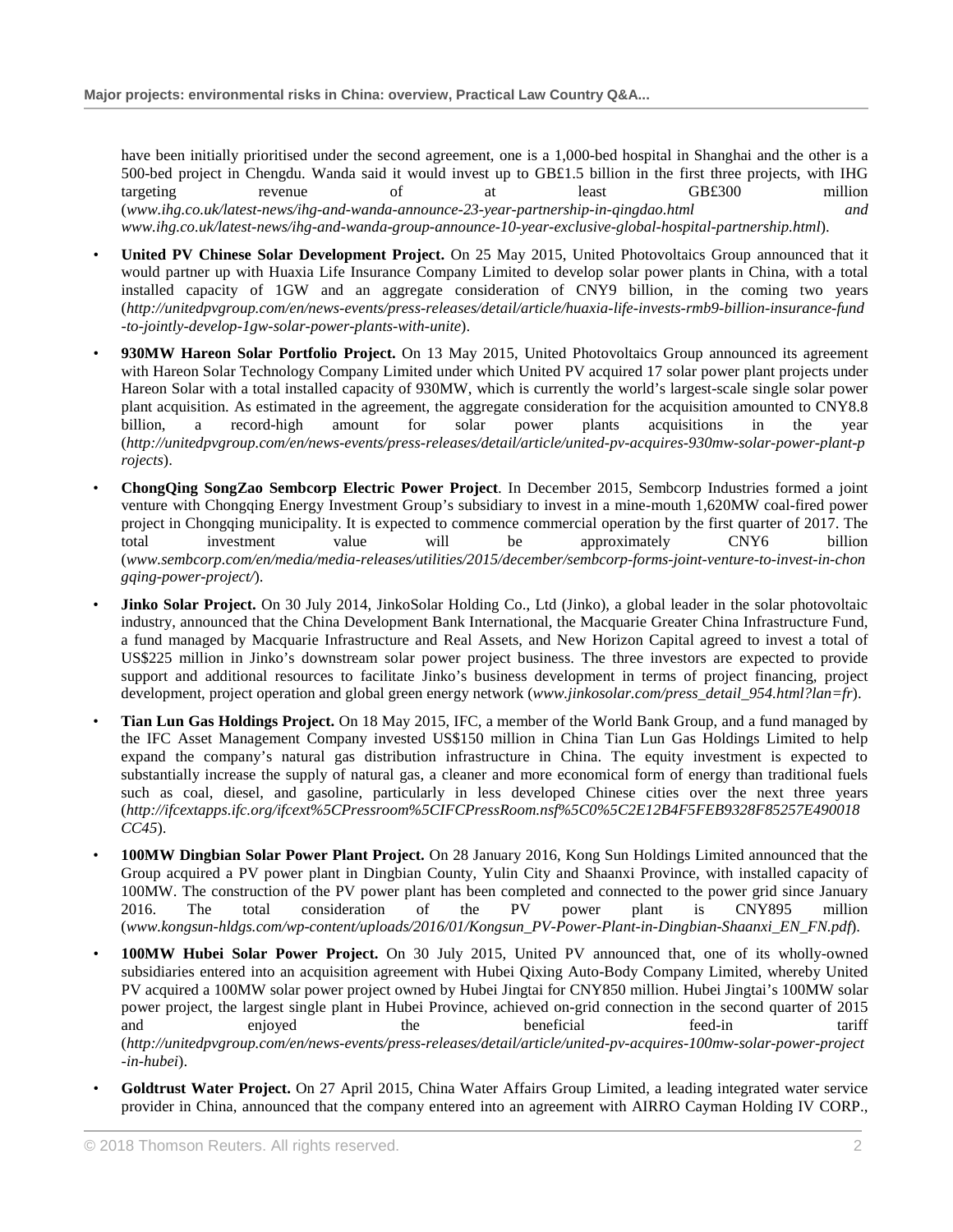have been initially prioritised under the second agreement, one is a 1,000-bed hospital in Shanghai and the other is a 500-bed project in Chengdu. Wanda said it would invest up to GB£1.5 billion in the first three projects, with IHG targeting revenue of at least GB£300 million (*www.ihg.co.uk/latest-news/ihg-and-wanda-announce-23-year-partnership-in-qingdao.html and www.ihg.co.uk/latest-news/ihg-and-wanda-group-announce-10-year-exclusive-global-hospital-partnership.html*).

- **United PV Chinese Solar Development Project.** On 25 May 2015, United Photovoltaics Group announced that it would partner up with Huaxia Life Insurance Company Limited to develop solar power plants in China, with a total installed capacity of 1GW and an aggregate consideration of CNY9 billion, in the coming two years (*http://unitedpvgroup.com/en/news-events/press-releases/detail/article/huaxia-life-invests-rmb9-billion-insurance-fund-to-jointly-develop-1gw-solar-power-plants-with-unite*).
- **930MW Hareon Solar Portfolio Project.** On 13 May 2015, United Photovoltaics Group announced its agreement with Hareon Solar Technology Company Limited under which United PV acquired 17 solar power plant projects under Hareon Solar with a total installed capacity of 930MW, which is currently the world's largest-scale single solar power plant acquisition. As estimated in the agreement, the aggregate consideration for the acquisition amounted to CNY8.8 billion, a record-high amount for solar power plants acquisitions in the year (*http://unitedpvgroup.com/en/news-events/press-releases/detail/article/united-pv-acquires-930mw-solar-power-plant-projects*).
- **ChongQing SongZao Sembcorp Electric Power Project**. In December 2015, Sembcorp Industries formed a joint venture with Chongqing Energy Investment Group's subsidiary to invest in a mine-mouth 1,620MW coal-fired power project in Chongqing municipality. It is expected to commence commercial operation by the first quarter of 2017. The total investment value will be approximately CNY6 billion (*www.sembcorp.com/en/media/media-releases/utilities/2015/december/sembcorp-forms-joint-venture-to-invest-in-chongqing-power-project/*).
- **Jinko Solar Project.** On 30 July 2014, JinkoSolar Holding Co., Ltd (Jinko), a global leader in the solar photovoltaic industry, announced that the China Development Bank International, the Macquarie Greater China Infrastructure Fund, a fund managed by Macquarie Infrastructure and Real Assets, and New Horizon Capital agreed to invest a total of US$225 million in Jinko's downstream solar power project business. The three investors are expected to provide support and additional resources to facilitate Jinko's business development in terms of project financing, project development, project operation and global green energy network (*www.jinkosolar.com/press_detail_954.html?lan=fr*).
- **Tian Lun Gas Holdings Project.** On 18 May 2015, IFC, a member of the World Bank Group, and a fund managed by the IFC Asset Management Company invested US$150 million in China Tian Lun Gas Holdings Limited to help expand the company's natural gas distribution infrastructure in China. The equity investment is expected to substantially increase the supply of natural gas, a cleaner and more economical form of energy than traditional fuels such as coal, diesel, and gasoline, particularly in less developed Chinese cities over the next three years (*http://ifcextapps.ifc.org/ifcext%5CPressroom%5CIFCPressRoom.nsf%5C0%5C2E12B4F5FEB9328F85257E490018CC45*).
- **100MW Dingbian Solar Power Plant Project.** On 28 January 2016, Kong Sun Holdings Limited announced that the Group acquired a PV power plant in Dingbian County, Yulin City and Shaanxi Province, with installed capacity of 100MW. The construction of the PV power plant has been completed and connected to the power grid since January 2016. The total consideration of the PV power plant is CNY895 million (*www.kongsun-hldgs.com/wp-content/uploads/2016/01/Kongsun_PV-Power-Plant-in-Dingbian-Shaanxi_EN_FN.pdf*).
- **100MW Hubei Solar Power Project.** On 30 July 2015, United PV announced that, one of its wholly-owned subsidiaries entered into an acquisition agreement with Hubei Qixing Auto-Body Company Limited, whereby United PV acquired a 100MW solar power project owned by Hubei Jingtai for CNY850 million. Hubei Jingtai's 100MW solar power project, the largest single plant in Hubei Province, achieved on-grid connection in the second quarter of 2015 and enjoyed the beneficial feed-in tariff (*http://unitedpvgroup.com/en/news-events/press-releases/detail/article/united-pv-acquires-100mw-solar-power-project-in-hubei*).
- **Goldtrust Water Project.** On 27 April 2015, China Water Affairs Group Limited, a leading integrated water service provider in China, announced that the company entered into an agreement with AIRRO Cayman Holding IV CORP.,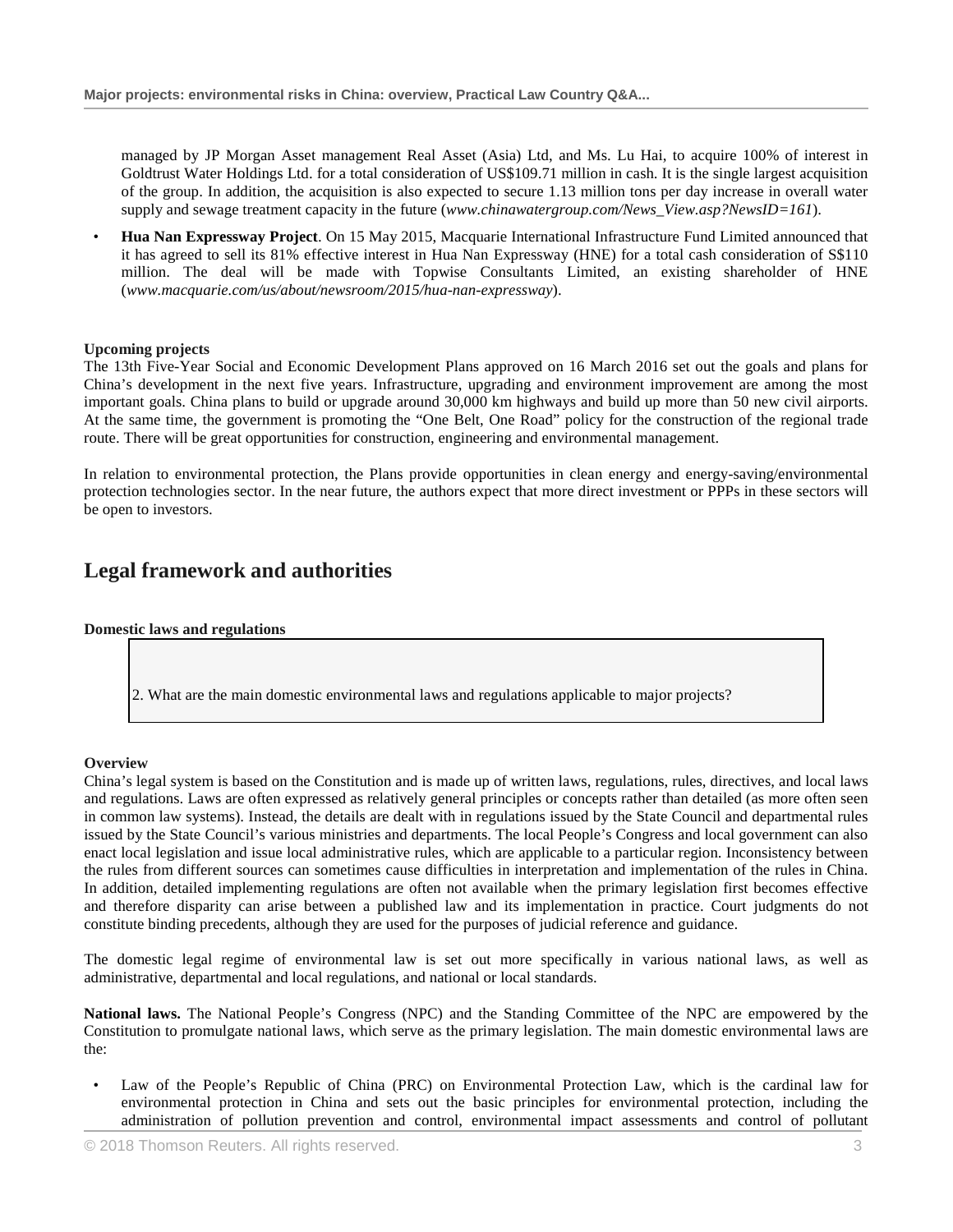managed by JP Morgan Asset management Real Asset (Asia) Ltd, and Ms. Lu Hai, to acquire 100% of interest in Goldtrust Water Holdings Ltd. for a total consideration of US$109.71 million in cash. It is the single largest acquisition of the group. In addition, the acquisition is also expected to secure 1.13 million tons per day increase in overall water supply and sewage treatment capacity in the future (*www.chinawatergroup.com/News_View.asp?NewsID=161*).

- **Hua Nan Expressway Project**. On 15 May 2015, Macquarie International Infrastructure Fund Limited announced that it has agreed to sell its 81% effective interest in Hua Nan Expressway (HNE) for a total cash consideration of S$110 million. The deal will be made with Topwise Consultants Limited, an existing shareholder of HNE (*www.macquarie.com/us/about/newsroom/2015/hua-nan-expressway*).

**Upcoming projects**

The 13th Five-Year Social and Economic Development Plans approved on 16 March 2016 set out the goals and plans for China's development in the next five years. Infrastructure, upgrading and environment improvement are among the most important goals. China plans to build or upgrade around 30,000 km highways and build up more than 50 new civil airports. At the same time, the government is promoting the "One Belt, One Road" policy for the construction of the regional trade route. There will be great opportunities for construction, engineering and environmental management.

In relation to environmental protection, the Plans provide opportunities in clean energy and energy-saving/environmental protection technologies sector. In the near future, the authors expect that more direct investment or PPPs in these sectors will be open to investors.

## Legal framework and authorities

**Domestic laws and regulations**

2. What are the main domestic environmental laws and regulations applicable to major projects?

**Overview**

China's legal system is based on the Constitution and is made up of written laws, regulations, rules, directives, and local laws and regulations. Laws are often expressed as relatively general principles or concepts rather than detailed (as more often seen in common law systems). Instead, the details are dealt with in regulations issued by the State Council and departmental rules issued by the State Council's various ministries and departments. The local People's Congress and local government can also enact local legislation and issue local administrative rules, which are applicable to a particular region. Inconsistency between the rules from different sources can sometimes cause difficulties in interpretation and implementation of the rules in China. In addition, detailed implementing regulations are often not available when the primary legislation first becomes effective and therefore disparity can arise between a published law and its implementation in practice. Court judgments do not constitute binding precedents, although they are used for the purposes of judicial reference and guidance.

The domestic legal regime of environmental law is set out more specifically in various national laws, as well as administrative, departmental and local regulations, and national or local standards.

**National laws.** The National People's Congress (NPC) and the Standing Committee of the NPC are empowered by the Constitution to promulgate national laws, which serve as the primary legislation. The main domestic environmental laws are the:

- Law of the People's Republic of China (PRC) on Environmental Protection Law, which is the cardinal law for environmental protection in China and sets out the basic principles for environmental protection, including the administration of pollution prevention and control, environmental impact assessments and control of pollutant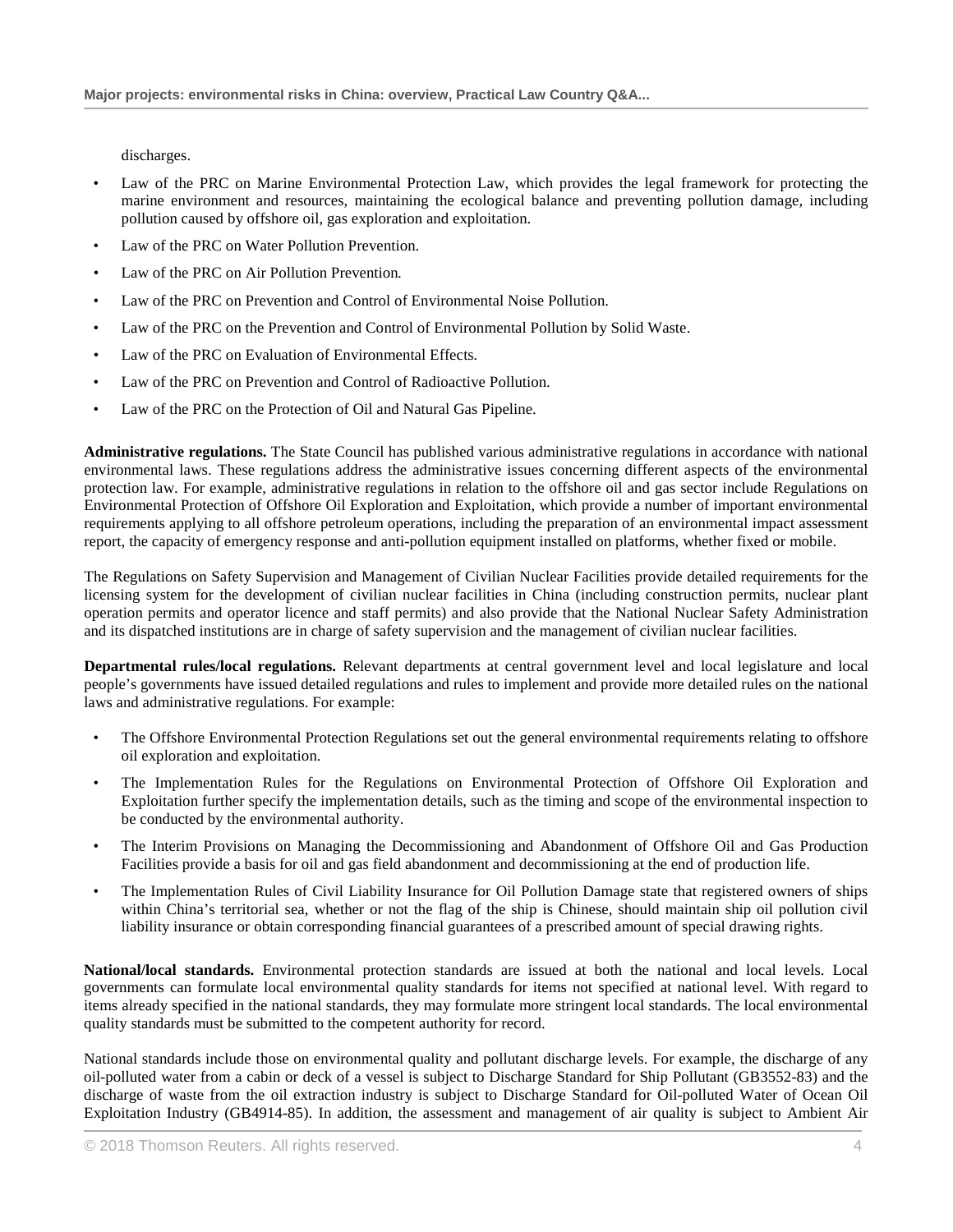discharges.

- Law of the PRC on Marine Environmental Protection Law, which provides the legal framework for protecting the marine environment and resources, maintaining the ecological balance and preventing pollution damage, including pollution caused by offshore oil, gas exploration and exploitation.
- Law of the PRC on Water Pollution Prevention.
- Law of the PRC on Air Pollution Prevention.
- Law of the PRC on Prevention and Control of Environmental Noise Pollution.
- Law of the PRC on the Prevention and Control of Environmental Pollution by Solid Waste.
- Law of the PRC on Evaluation of Environmental Effects.
- Law of the PRC on Prevention and Control of Radioactive Pollution.
- Law of the PRC on the Protection of Oil and Natural Gas Pipeline.

**Administrative regulations.** The State Council has published various administrative regulations in accordance with national environmental laws. These regulations address the administrative issues concerning different aspects of the environmental protection law. For example, administrative regulations in relation to the offshore oil and gas sector include Regulations on Environmental Protection of Offshore Oil Exploration and Exploitation, which provide a number of important environmental requirements applying to all offshore petroleum operations, including the preparation of an environmental impact assessment report, the capacity of emergency response and anti-pollution equipment installed on platforms, whether fixed or mobile.

The Regulations on Safety Supervision and Management of Civilian Nuclear Facilities provide detailed requirements for the licensing system for the development of civilian nuclear facilities in China (including construction permits, nuclear plant operation permits and operator licence and staff permits) and also provide that the National Nuclear Safety Administration and its dispatched institutions are in charge of safety supervision and the management of civilian nuclear facilities.

**Departmental rules/local regulations.** Relevant departments at central government level and local legislature and local people's governments have issued detailed regulations and rules to implement and provide more detailed rules on the national laws and administrative regulations. For example:

- The Offshore Environmental Protection Regulations set out the general environmental requirements relating to offshore oil exploration and exploitation.
- The Implementation Rules for the Regulations on Environmental Protection of Offshore Oil Exploration and Exploitation further specify the implementation details, such as the timing and scope of the environmental inspection to be conducted by the environmental authority.
- The Interim Provisions on Managing the Decommissioning and Abandonment of Offshore Oil and Gas Production Facilities provide a basis for oil and gas field abandonment and decommissioning at the end of production life.
- The Implementation Rules of Civil Liability Insurance for Oil Pollution Damage state that registered owners of ships within China's territorial sea, whether or not the flag of the ship is Chinese, should maintain ship oil pollution civil liability insurance or obtain corresponding financial guarantees of a prescribed amount of special drawing rights.

**National/local standards.** Environmental protection standards are issued at both the national and local levels. Local governments can formulate local environmental quality standards for items not specified at national level. With regard to items already specified in the national standards, they may formulate more stringent local standards. The local environmental quality standards must be submitted to the competent authority for record.

National standards include those on environmental quality and pollutant discharge levels. For example, the discharge of any oil-polluted water from a cabin or deck of a vessel is subject to Discharge Standard for Ship Pollutant (GB3552-83) and the discharge of waste from the oil extraction industry is subject to Discharge Standard for Oil-polluted Water of Ocean Oil Exploitation Industry (GB4914-85). In addition, the assessment and management of air quality is subject to Ambient Air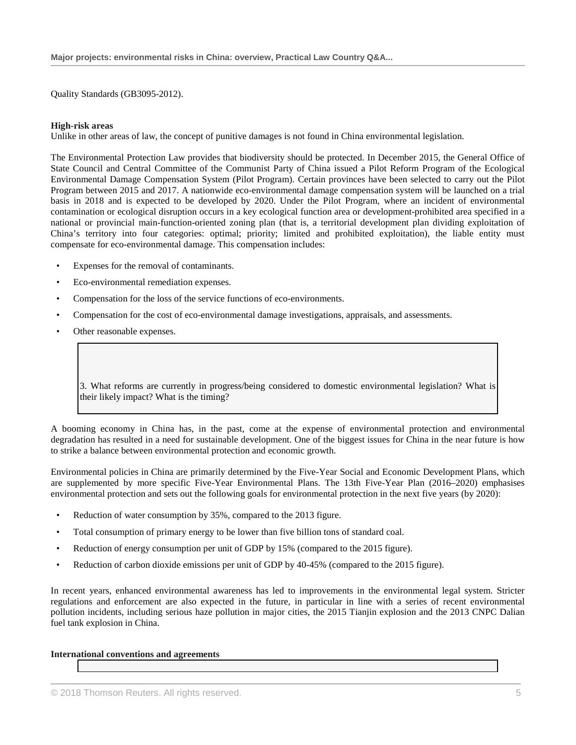Quality Standards (GB3095-2012).

**High-risk areas**

Unlike in other areas of law, the concept of punitive damages is not found in China environmental legislation.

The Environmental Protection Law provides that biodiversity should be protected. In December 2015, the General Office of State Council and Central Committee of the Communist Party of China issued a Pilot Reform Program of the Ecological Environmental Damage Compensation System (Pilot Program). Certain provinces have been selected to carry out the Pilot Program between 2015 and 2017. A nationwide eco-environmental damage compensation system will be launched on a trial basis in 2018 and is expected to be developed by 2020. Under the Pilot Program, where an incident of environmental contamination or ecological disruption occurs in a key ecological function area or development-prohibited area specified in a national or provincial main-function-oriented zoning plan (that is, a territorial development plan dividing exploitation of China's territory into four categories: optimal; priority; limited and prohibited exploitation), the liable entity must compensate for eco-environmental damage. This compensation includes:

- Expenses for the removal of contaminants.
- Eco-environmental remediation expenses.
- Compensation for the loss of the service functions of eco-environments.
- Compensation for the cost of eco-environmental damage investigations, appraisals, and assessments.
- Other reasonable expenses.

3. What reforms are currently in progress/being considered to domestic environmental legislation? What is their likely impact? What is the timing?

A booming economy in China has, in the past, come at the expense of environmental protection and environmental degradation has resulted in a need for sustainable development. One of the biggest issues for China in the near future is how to strike a balance between environmental protection and economic growth.

Environmental policies in China are primarily determined by the Five-Year Social and Economic Development Plans, which are supplemented by more specific Five-Year Environmental Plans. The 13th Five-Year Plan (2016–2020) emphasises environmental protection and sets out the following goals for environmental protection in the next five years (by 2020):

- Reduction of water consumption by 35%, compared to the 2013 figure.
- Total consumption of primary energy to be lower than five billion tons of standard coal.
- Reduction of energy consumption per unit of GDP by 15% (compared to the 2015 figure).
- Reduction of carbon dioxide emissions per unit of GDP by 40-45% (compared to the 2015 figure).

In recent years, enhanced environmental awareness has led to improvements in the environmental legal system. Stricter regulations and enforcement are also expected in the future, in particular in line with a series of recent environmental pollution incidents, including serious haze pollution in major cities, the 2015 Tianjin explosion and the 2013 CNPC Dalian fuel tank explosion in China.

**International conventions and agreements**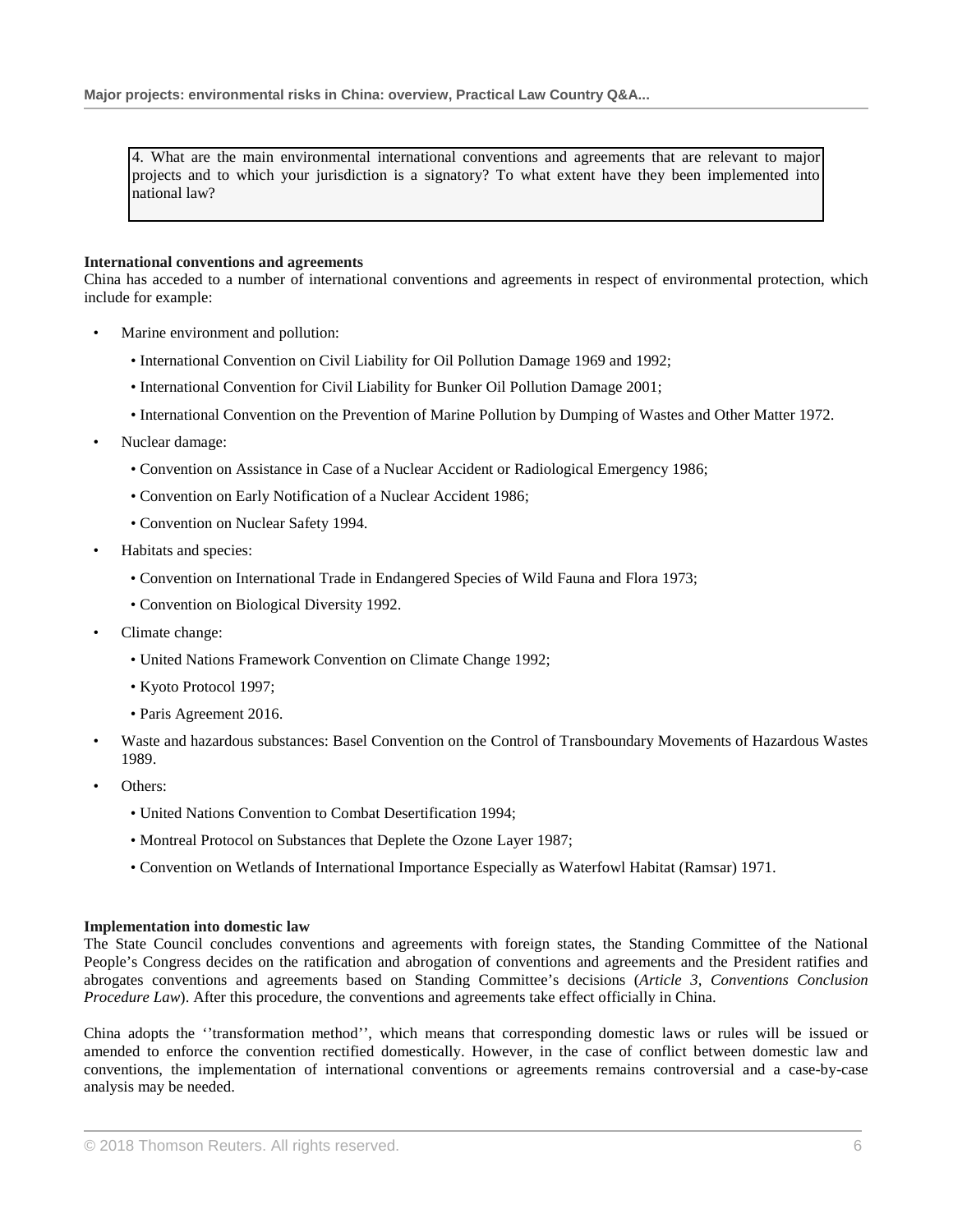4. What are the main environmental international conventions and agreements that are relevant to major projects and to which your jurisdiction is a signatory? To what extent have they been implemented into national law?

**International conventions and agreements**

China has acceded to a number of international conventions and agreements in respect of environmental protection, which include for example:

- Marine environment and pollution:
  - International Convention on Civil Liability for Oil Pollution Damage 1969 and 1992;
  - International Convention for Civil Liability for Bunker Oil Pollution Damage 2001;
  - International Convention on the Prevention of Marine Pollution by Dumping of Wastes and Other Matter 1972.
- Nuclear damage:
  - Convention on Assistance in Case of a Nuclear Accident or Radiological Emergency 1986;
  - Convention on Early Notification of a Nuclear Accident 1986;
  - Convention on Nuclear Safety 1994.
- Habitats and species:
  - Convention on International Trade in Endangered Species of Wild Fauna and Flora 1973;
  - Convention on Biological Diversity 1992.
- Climate change:
  - United Nations Framework Convention on Climate Change 1992;
  - Kyoto Protocol 1997;
  - Paris Agreement 2016.
- Waste and hazardous substances: Basel Convention on the Control of Transboundary Movements of Hazardous Wastes 1989.
- Others:
  - United Nations Convention to Combat Desertification 1994;
  - Montreal Protocol on Substances that Deplete the Ozone Layer 1987;
  - Convention on Wetlands of International Importance Especially as Waterfowl Habitat (Ramsar) 1971.

**Implementation into domestic law**

The State Council concludes conventions and agreements with foreign states, the Standing Committee of the National People's Congress decides on the ratification and abrogation of conventions and agreements and the President ratifies and abrogates conventions and agreements based on Standing Committee's decisions (*Article 3, Conventions Conclusion Procedure Law*). After this procedure, the conventions and agreements take effect officially in China.

China adopts the ''transformation method'', which means that corresponding domestic laws or rules will be issued or amended to enforce the convention rectified domestically. However, in the case of conflict between domestic law and conventions, the implementation of international conventions or agreements remains controversial and a case-by-case analysis may be needed.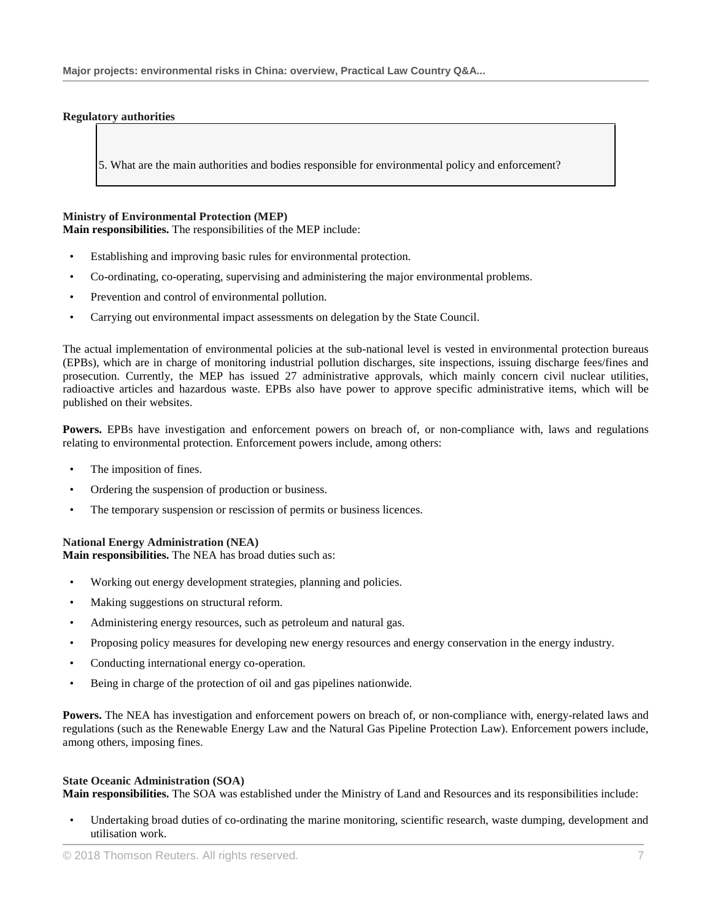**Regulatory authorities**

5. What are the main authorities and bodies responsible for environmental policy and enforcement?

**Ministry of Environmental Protection (MEP)**

**Main responsibilities.** The responsibilities of the MEP include:

- Establishing and improving basic rules for environmental protection.
- Co-ordinating, co-operating, supervising and administering the major environmental problems.
- Prevention and control of environmental pollution.
- Carrying out environmental impact assessments on delegation by the State Council.

The actual implementation of environmental policies at the sub-national level is vested in environmental protection bureaus (EPBs), which are in charge of monitoring industrial pollution discharges, site inspections, issuing discharge fees/fines and prosecution. Currently, the MEP has issued 27 administrative approvals, which mainly concern civil nuclear utilities, radioactive articles and hazardous waste. EPBs also have power to approve specific administrative items, which will be published on their websites.

**Powers.** EPBs have investigation and enforcement powers on breach of, or non-compliance with, laws and regulations relating to environmental protection. Enforcement powers include, among others:

- The imposition of fines.
- Ordering the suspension of production or business.
- The temporary suspension or rescission of permits or business licences.

**National Energy Administration (NEA)**

**Main responsibilities.** The NEA has broad duties such as:

- Working out energy development strategies, planning and policies.
- Making suggestions on structural reform.
- Administering energy resources, such as petroleum and natural gas.
- Proposing policy measures for developing new energy resources and energy conservation in the energy industry.
- Conducting international energy co-operation.
- Being in charge of the protection of oil and gas pipelines nationwide.

**Powers.** The NEA has investigation and enforcement powers on breach of, or non-compliance with, energy-related laws and regulations (such as the Renewable Energy Law and the Natural Gas Pipeline Protection Law). Enforcement powers include, among others, imposing fines.

**State Oceanic Administration (SOA)**

**Main responsibilities.** The SOA was established under the Ministry of Land and Resources and its responsibilities include:

- Undertaking broad duties of co-ordinating the marine monitoring, scientific research, waste dumping, development and utilisation work.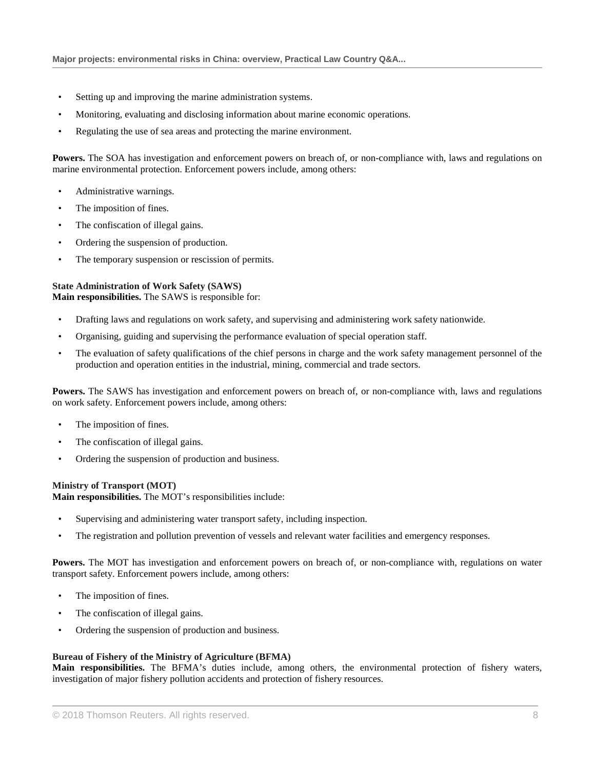- Setting up and improving the marine administration systems.
- Monitoring, evaluating and disclosing information about marine economic operations.
- Regulating the use of sea areas and protecting the marine environment.

**Powers.** The SOA has investigation and enforcement powers on breach of, or non-compliance with, laws and regulations on marine environmental protection. Enforcement powers include, among others:

- Administrative warnings.
- The imposition of fines.
- The confiscation of illegal gains.
- Ordering the suspension of production.
- The temporary suspension or rescission of permits.

**State Administration of Work Safety (SAWS)**

**Main responsibilities.** The SAWS is responsible for:

- Drafting laws and regulations on work safety, and supervising and administering work safety nationwide.
- Organising, guiding and supervising the performance evaluation of special operation staff.
- The evaluation of safety qualifications of the chief persons in charge and the work safety management personnel of the production and operation entities in the industrial, mining, commercial and trade sectors.

**Powers.** The SAWS has investigation and enforcement powers on breach of, or non-compliance with, laws and regulations on work safety. Enforcement powers include, among others:

- The imposition of fines.
- The confiscation of illegal gains.
- Ordering the suspension of production and business.

**Ministry of Transport (MOT)**

**Main responsibilities.** The MOT's responsibilities include:

- Supervising and administering water transport safety, including inspection.
- The registration and pollution prevention of vessels and relevant water facilities and emergency responses.

**Powers.** The MOT has investigation and enforcement powers on breach of, or non-compliance with, regulations on water transport safety. Enforcement powers include, among others:

- The imposition of fines.
- The confiscation of illegal gains.
- Ordering the suspension of production and business.

**Bureau of Fishery of the Ministry of Agriculture (BFMA)**

**Main responsibilities.** The BFMA's duties include, among others, the environmental protection of fishery waters, investigation of major fishery pollution accidents and protection of fishery resources.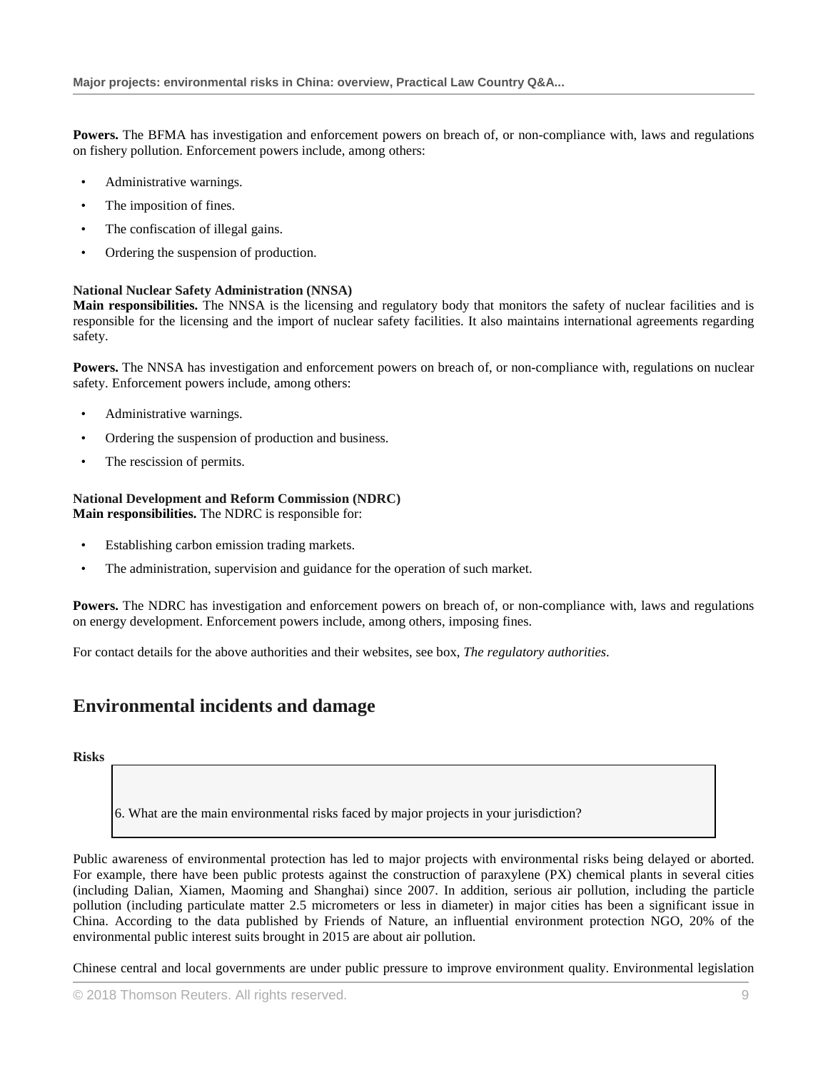**Powers.** The BFMA has investigation and enforcement powers on breach of, or non-compliance with, laws and regulations on fishery pollution. Enforcement powers include, among others:

- Administrative warnings.
- The imposition of fines.
- The confiscation of illegal gains.
- Ordering the suspension of production.

**National Nuclear Safety Administration (NNSA)**
**Main responsibilities.** The NNSA is the licensing and regulatory body that monitors the safety of nuclear facilities and is responsible for the licensing and the import of nuclear safety facilities. It also maintains international agreements regarding safety.

**Powers.** The NNSA has investigation and enforcement powers on breach of, or non-compliance with, regulations on nuclear safety. Enforcement powers include, among others:

- Administrative warnings.
- Ordering the suspension of production and business.
- The rescission of permits.

**National Development and Reform Commission (NDRC)**
**Main responsibilities.** The NDRC is responsible for:

- Establishing carbon emission trading markets.
- The administration, supervision and guidance for the operation of such market.

**Powers.** The NDRC has investigation and enforcement powers on breach of, or non-compliance with, laws and regulations on energy development. Enforcement powers include, among others, imposing fines.

For contact details for the above authorities and their websites, see box, *The regulatory authorities*.

## Environmental incidents and damage

**Risks**

> 6. What are the main environmental risks faced by major projects in your jurisdiction?

Public awareness of environmental protection has led to major projects with environmental risks being delayed or aborted. For example, there have been public protests against the construction of paraxylene (PX) chemical plants in several cities (including Dalian, Xiamen, Maoming and Shanghai) since 2007. In addition, serious air pollution, including the particle pollution (including particulate matter 2.5 micrometers or less in diameter) in major cities has been a significant issue in China. According to the data published by Friends of Nature, an influential environment protection NGO, 20% of the environmental public interest suits brought in 2015 are about air pollution.

Chinese central and local governments are under public pressure to improve environment quality. Environmental legislation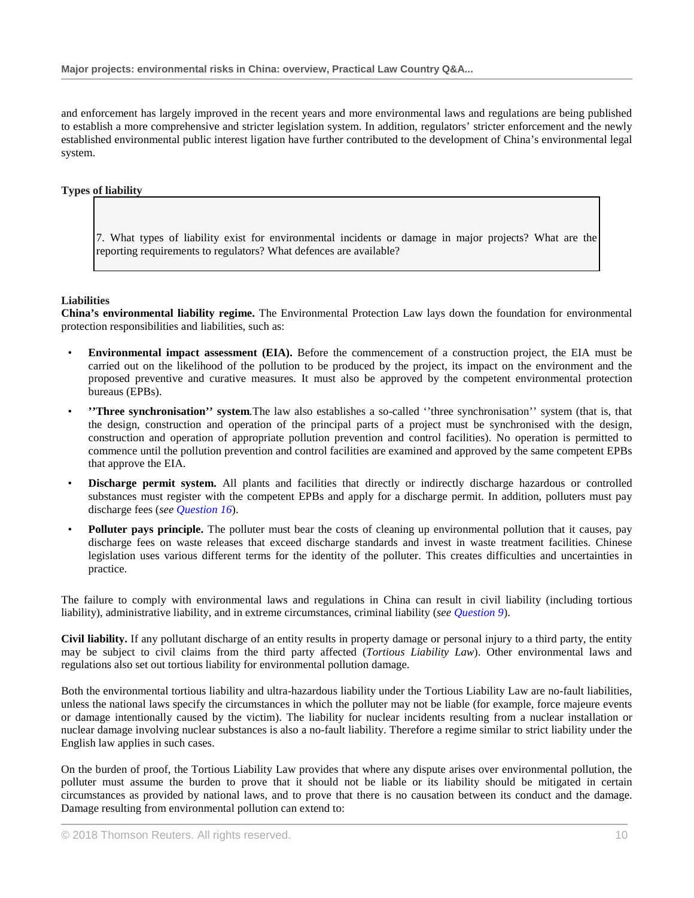and enforcement has largely improved in the recent years and more environmental laws and regulations are being published to establish a more comprehensive and stricter legislation system. In addition, regulators' stricter enforcement and the newly established environmental public interest ligation have further contributed to the development of China's environmental legal system.

### Types of liability

> 7. What types of liability exist for environmental incidents or damage in major projects? What are the reporting requirements to regulators? What defences are available?

#### Liabilities

**China's environmental liability regime.** The Environmental Protection Law lays down the foundation for environmental protection responsibilities and liabilities, such as:

- **Environmental impact assessment (EIA).** Before the commencement of a construction project, the EIA must be carried out on the likelihood of the pollution to be produced by the project, its impact on the environment and the proposed preventive and curative measures. It must also be approved by the competent environmental protection bureaus (EPBs).
- **''Three synchronisation'' system**.The law also establishes a so-called ''three synchronisation'' system (that is, that the design, construction and operation of the principal parts of a project must be synchronised with the design, construction and operation of appropriate pollution prevention and control facilities). No operation is permitted to commence until the pollution prevention and control facilities are examined and approved by the same competent EPBs that approve the EIA.
- **Discharge permit system.** All plants and facilities that directly or indirectly discharge hazardous or controlled substances must register with the competent EPBs and apply for a discharge permit. In addition, polluters must pay discharge fees (*see Question 16*).
- **Polluter pays principle.** The polluter must bear the costs of cleaning up environmental pollution that it causes, pay discharge fees on waste releases that exceed discharge standards and invest in waste treatment facilities. Chinese legislation uses various different terms for the identity of the polluter. This creates difficulties and uncertainties in practice.

The failure to comply with environmental laws and regulations in China can result in civil liability (including tortious liability), administrative liability, and in extreme circumstances, criminal liability (*see Question 9*).

**Civil liability.** If any pollutant discharge of an entity results in property damage or personal injury to a third party, the entity may be subject to civil claims from the third party affected (*Tortious Liability Law*). Other environmental laws and regulations also set out tortious liability for environmental pollution damage.

Both the environmental tortious liability and ultra-hazardous liability under the Tortious Liability Law are no-fault liabilities, unless the national laws specify the circumstances in which the polluter may not be liable (for example, force majeure events or damage intentionally caused by the victim). The liability for nuclear incidents resulting from a nuclear installation or nuclear damage involving nuclear substances is also a no-fault liability. Therefore a regime similar to strict liability under the English law applies in such cases.

On the burden of proof, the Tortious Liability Law provides that where any dispute arises over environmental pollution, the polluter must assume the burden to prove that it should not be liable or its liability should be mitigated in certain circumstances as provided by national laws, and to prove that there is no causation between its conduct and the damage. Damage resulting from environmental pollution can extend to: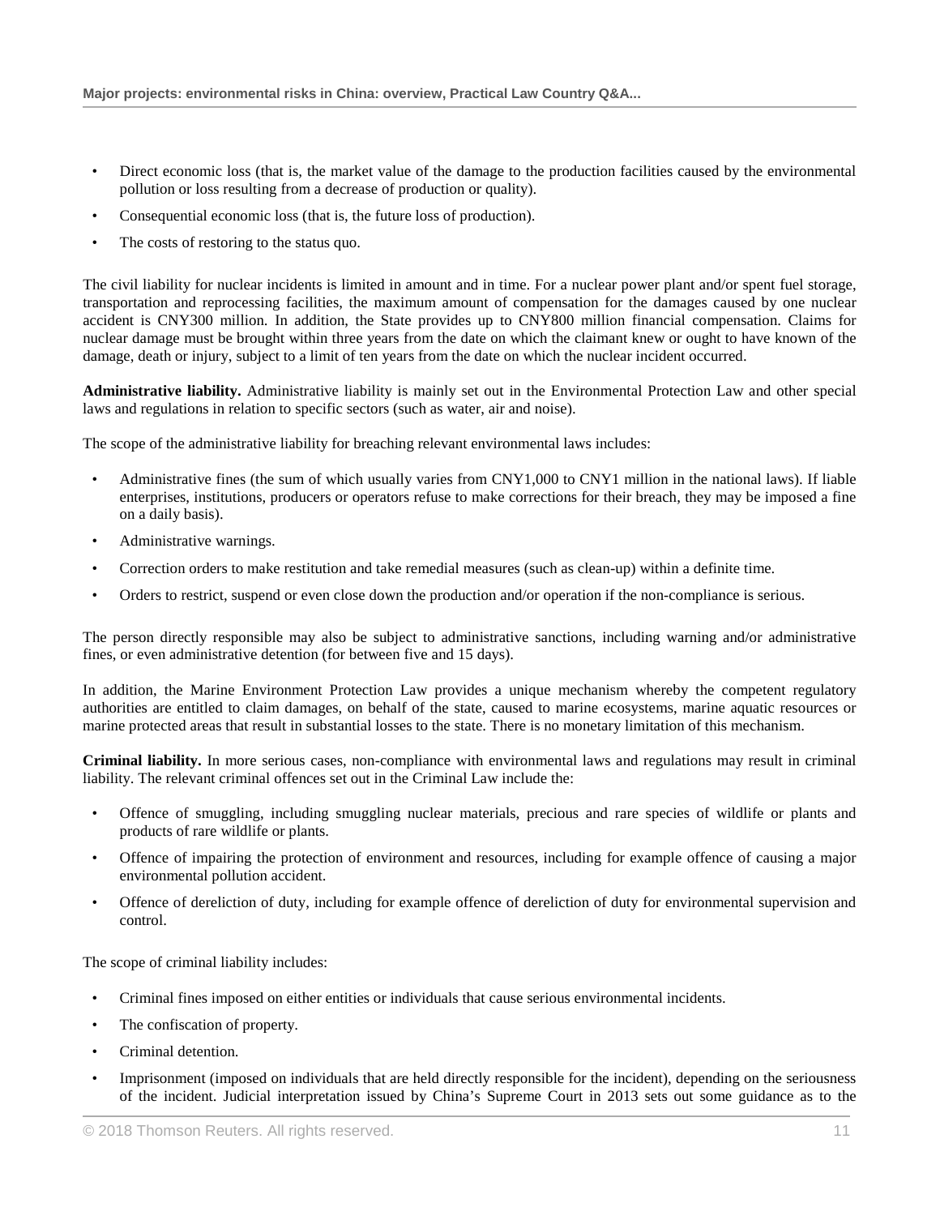- Direct economic loss (that is, the market value of the damage to the production facilities caused by the environmental pollution or loss resulting from a decrease of production or quality).
- Consequential economic loss (that is, the future loss of production).
- The costs of restoring to the status quo.

The civil liability for nuclear incidents is limited in amount and in time. For a nuclear power plant and/or spent fuel storage, transportation and reprocessing facilities, the maximum amount of compensation for the damages caused by one nuclear accident is CNY300 million. In addition, the State provides up to CNY800 million financial compensation. Claims for nuclear damage must be brought within three years from the date on which the claimant knew or ought to have known of the damage, death or injury, subject to a limit of ten years from the date on which the nuclear incident occurred.

**Administrative liability.** Administrative liability is mainly set out in the Environmental Protection Law and other special laws and regulations in relation to specific sectors (such as water, air and noise).

The scope of the administrative liability for breaching relevant environmental laws includes:

- Administrative fines (the sum of which usually varies from CNY1,000 to CNY1 million in the national laws). If liable enterprises, institutions, producers or operators refuse to make corrections for their breach, they may be imposed a fine on a daily basis).
- Administrative warnings.
- Correction orders to make restitution and take remedial measures (such as clean-up) within a definite time.
- Orders to restrict, suspend or even close down the production and/or operation if the non-compliance is serious.

The person directly responsible may also be subject to administrative sanctions, including warning and/or administrative fines, or even administrative detention (for between five and 15 days).

In addition, the Marine Environment Protection Law provides a unique mechanism whereby the competent regulatory authorities are entitled to claim damages, on behalf of the state, caused to marine ecosystems, marine aquatic resources or marine protected areas that result in substantial losses to the state. There is no monetary limitation of this mechanism.

**Criminal liability.** In more serious cases, non-compliance with environmental laws and regulations may result in criminal liability. The relevant criminal offences set out in the Criminal Law include the:

- Offence of smuggling, including smuggling nuclear materials, precious and rare species of wildlife or plants and products of rare wildlife or plants.
- Offence of impairing the protection of environment and resources, including for example offence of causing a major environmental pollution accident.
- Offence of dereliction of duty, including for example offence of dereliction of duty for environmental supervision and control.

The scope of criminal liability includes:

- Criminal fines imposed on either entities or individuals that cause serious environmental incidents.
- The confiscation of property.
- Criminal detention.
- Imprisonment (imposed on individuals that are held directly responsible for the incident), depending on the seriousness of the incident. Judicial interpretation issued by China's Supreme Court in 2013 sets out some guidance as to the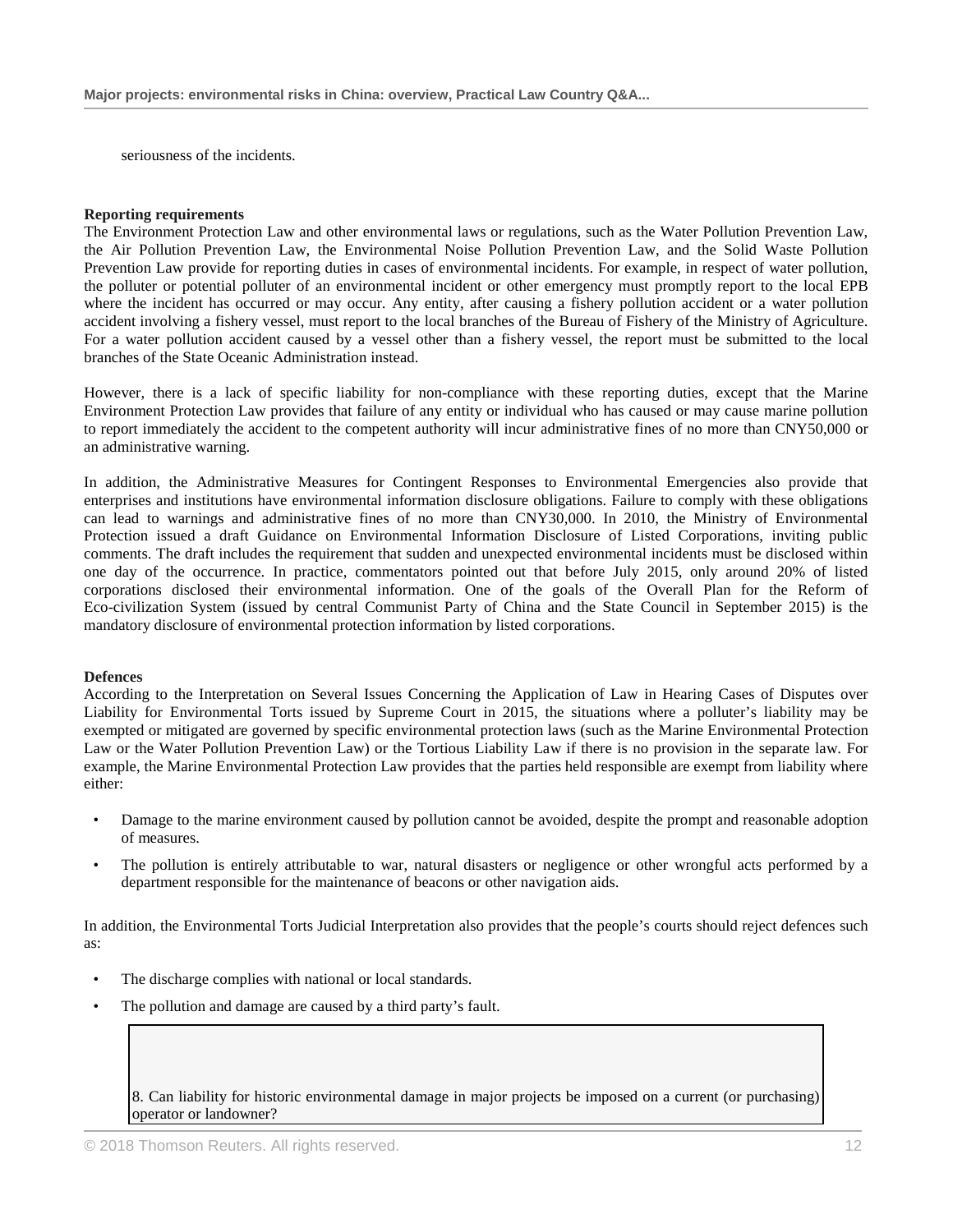seriousness of the incidents.

**Reporting requirements**

The Environment Protection Law and other environmental laws or regulations, such as the Water Pollution Prevention Law, the Air Pollution Prevention Law, the Environmental Noise Pollution Prevention Law, and the Solid Waste Pollution Prevention Law provide for reporting duties in cases of environmental incidents. For example, in respect of water pollution, the polluter or potential polluter of an environmental incident or other emergency must promptly report to the local EPB where the incident has occurred or may occur. Any entity, after causing a fishery pollution accident or a water pollution accident involving a fishery vessel, must report to the local branches of the Bureau of Fishery of the Ministry of Agriculture. For a water pollution accident caused by a vessel other than a fishery vessel, the report must be submitted to the local branches of the State Oceanic Administration instead.

However, there is a lack of specific liability for non-compliance with these reporting duties, except that the Marine Environment Protection Law provides that failure of any entity or individual who has caused or may cause marine pollution to report immediately the accident to the competent authority will incur administrative fines of no more than CNY50,000 or an administrative warning.

In addition, the Administrative Measures for Contingent Responses to Environmental Emergencies also provide that enterprises and institutions have environmental information disclosure obligations. Failure to comply with these obligations can lead to warnings and administrative fines of no more than CNY30,000. In 2010, the Ministry of Environmental Protection issued a draft Guidance on Environmental Information Disclosure of Listed Corporations, inviting public comments. The draft includes the requirement that sudden and unexpected environmental incidents must be disclosed within one day of the occurrence. In practice, commentators pointed out that before July 2015, only around 20% of listed corporations disclosed their environmental information. One of the goals of the Overall Plan for the Reform of Eco-civilization System (issued by central Communist Party of China and the State Council in September 2015) is the mandatory disclosure of environmental protection information by listed corporations.

**Defences**

According to the Interpretation on Several Issues Concerning the Application of Law in Hearing Cases of Disputes over Liability for Environmental Torts issued by Supreme Court in 2015, the situations where a polluter's liability may be exempted or mitigated are governed by specific environmental protection laws (such as the Marine Environmental Protection Law or the Water Pollution Prevention Law) or the Tortious Liability Law if there is no provision in the separate law. For example, the Marine Environmental Protection Law provides that the parties held responsible are exempt from liability where either:

- Damage to the marine environment caused by pollution cannot be avoided, despite the prompt and reasonable adoption of measures.
- The pollution is entirely attributable to war, natural disasters or negligence or other wrongful acts performed by a department responsible for the maintenance of beacons or other navigation aids.

In addition, the Environmental Torts Judicial Interpretation also provides that the people's courts should reject defences such as:

- The discharge complies with national or local standards.
- The pollution and damage are caused by a third party's fault.

8. Can liability for historic environmental damage in major projects be imposed on a current (or purchasing) operator or landowner?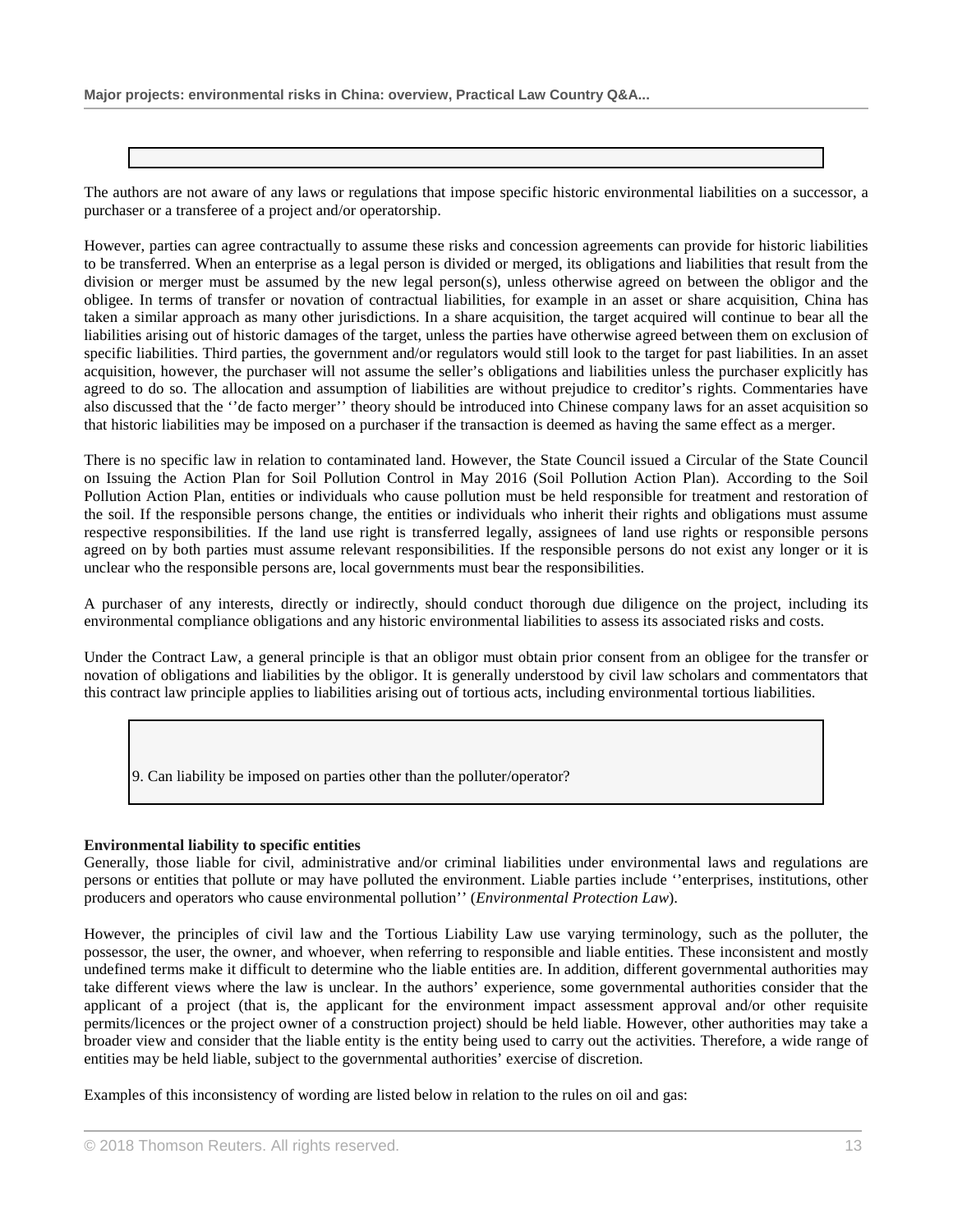The authors are not aware of any laws or regulations that impose specific historic environmental liabilities on a successor, a purchaser or a transferee of a project and/or operatorship.

However, parties can agree contractually to assume these risks and concession agreements can provide for historic liabilities to be transferred. When an enterprise as a legal person is divided or merged, its obligations and liabilities that result from the division or merger must be assumed by the new legal person(s), unless otherwise agreed on between the obligor and the obligee. In terms of transfer or novation of contractual liabilities, for example in an asset or share acquisition, China has taken a similar approach as many other jurisdictions. In a share acquisition, the target acquired will continue to bear all the liabilities arising out of historic damages of the target, unless the parties have otherwise agreed between them on exclusion of specific liabilities. Third parties, the government and/or regulators would still look to the target for past liabilities. In an asset acquisition, however, the purchaser will not assume the seller's obligations and liabilities unless the purchaser explicitly has agreed to do so. The allocation and assumption of liabilities are without prejudice to creditor's rights. Commentaries have also discussed that the ''de facto merger'' theory should be introduced into Chinese company laws for an asset acquisition so that historic liabilities may be imposed on a purchaser if the transaction is deemed as having the same effect as a merger.

There is no specific law in relation to contaminated land. However, the State Council issued a Circular of the State Council on Issuing the Action Plan for Soil Pollution Control in May 2016 (Soil Pollution Action Plan). According to the Soil Pollution Action Plan, entities or individuals who cause pollution must be held responsible for treatment and restoration of the soil. If the responsible persons change, the entities or individuals who inherit their rights and obligations must assume respective responsibilities. If the land use right is transferred legally, assignees of land use rights or responsible persons agreed on by both parties must assume relevant responsibilities. If the responsible persons do not exist any longer or it is unclear who the responsible persons are, local governments must bear the responsibilities.

A purchaser of any interests, directly or indirectly, should conduct thorough due diligence on the project, including its environmental compliance obligations and any historic environmental liabilities to assess its associated risks and costs.

Under the Contract Law, a general principle is that an obligor must obtain prior consent from an obligee for the transfer or novation of obligations and liabilities by the obligor. It is generally understood by civil law scholars and commentators that this contract law principle applies to liabilities arising out of tortious acts, including environmental tortious liabilities.

## 9. Can liability be imposed on parties other than the polluter/operator?

**Environmental liability to specific entities**

Generally, those liable for civil, administrative and/or criminal liabilities under environmental laws and regulations are persons or entities that pollute or may have polluted the environment. Liable parties include ''enterprises, institutions, other producers and operators who cause environmental pollution'' (*Environmental Protection Law*).

However, the principles of civil law and the Tortious Liability Law use varying terminology, such as the polluter, the possessor, the user, the owner, and whoever, when referring to responsible and liable entities. These inconsistent and mostly undefined terms make it difficult to determine who the liable entities are. In addition, different governmental authorities may take different views where the law is unclear. In the authors' experience, some governmental authorities consider that the applicant of a project (that is, the applicant for the environment impact assessment approval and/or other requisite permits/licences or the project owner of a construction project) should be held liable. However, other authorities may take a broader view and consider that the liable entity is the entity being used to carry out the activities. Therefore, a wide range of entities may be held liable, subject to the governmental authorities' exercise of discretion.

Examples of this inconsistency of wording are listed below in relation to the rules on oil and gas: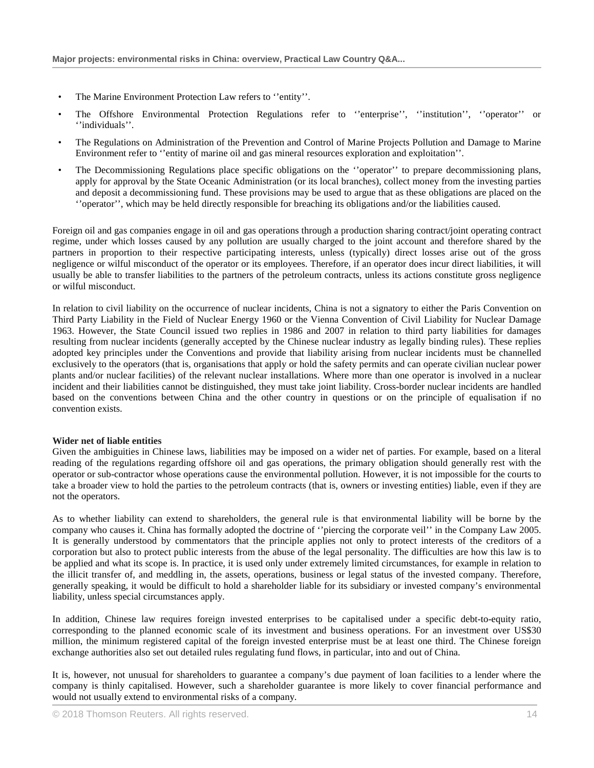- The Marine Environment Protection Law refers to ''entity''.
- The Offshore Environmental Protection Regulations refer to ''enterprise'', ''institution'', ''operator'' or ''individuals''.
- The Regulations on Administration of the Prevention and Control of Marine Projects Pollution and Damage to Marine Environment refer to ''entity of marine oil and gas mineral resources exploration and exploitation''.
- The Decommissioning Regulations place specific obligations on the ''operator'' to prepare decommissioning plans, apply for approval by the State Oceanic Administration (or its local branches), collect money from the investing parties and deposit a decommissioning fund. These provisions may be used to argue that as these obligations are placed on the ''operator'', which may be held directly responsible for breaching its obligations and/or the liabilities caused.

Foreign oil and gas companies engage in oil and gas operations through a production sharing contract/joint operating contract regime, under which losses caused by any pollution are usually charged to the joint account and therefore shared by the partners in proportion to their respective participating interests, unless (typically) direct losses arise out of the gross negligence or wilful misconduct of the operator or its employees. Therefore, if an operator does incur direct liabilities, it will usually be able to transfer liabilities to the partners of the petroleum contracts, unless its actions constitute gross negligence or wilful misconduct.

In relation to civil liability on the occurrence of nuclear incidents, China is not a signatory to either the Paris Convention on Third Party Liability in the Field of Nuclear Energy 1960 or the Vienna Convention of Civil Liability for Nuclear Damage 1963. However, the State Council issued two replies in 1986 and 2007 in relation to third party liabilities for damages resulting from nuclear incidents (generally accepted by the Chinese nuclear industry as legally binding rules). These replies adopted key principles under the Conventions and provide that liability arising from nuclear incidents must be channelled exclusively to the operators (that is, organisations that apply or hold the safety permits and can operate civilian nuclear power plants and/or nuclear facilities) of the relevant nuclear installations. Where more than one operator is involved in a nuclear incident and their liabilities cannot be distinguished, they must take joint liability. Cross-border nuclear incidents are handled based on the conventions between China and the other country in questions or on the principle of equalisation if no convention exists.

**Wider net of liable entities**

Given the ambiguities in Chinese laws, liabilities may be imposed on a wider net of parties. For example, based on a literal reading of the regulations regarding offshore oil and gas operations, the primary obligation should generally rest with the operator or sub-contractor whose operations cause the environmental pollution. However, it is not impossible for the courts to take a broader view to hold the parties to the petroleum contracts (that is, owners or investing entities) liable, even if they are not the operators.

As to whether liability can extend to shareholders, the general rule is that environmental liability will be borne by the company who causes it. China has formally adopted the doctrine of ''piercing the corporate veil'' in the Company Law 2005. It is generally understood by commentators that the principle applies not only to protect interests of the creditors of a corporation but also to protect public interests from the abuse of the legal personality. The difficulties are how this law is to be applied and what its scope is. In practice, it is used only under extremely limited circumstances, for example in relation to the illicit transfer of, and meddling in, the assets, operations, business or legal status of the invested company. Therefore, generally speaking, it would be difficult to hold a shareholder liable for its subsidiary or invested company's environmental liability, unless special circumstances apply.

In addition, Chinese law requires foreign invested enterprises to be capitalised under a specific debt-to-equity ratio, corresponding to the planned economic scale of its investment and business operations. For an investment over US$30 million, the minimum registered capital of the foreign invested enterprise must be at least one third. The Chinese foreign exchange authorities also set out detailed rules regulating fund flows, in particular, into and out of China.

It is, however, not unusual for shareholders to guarantee a company's due payment of loan facilities to a lender where the company is thinly capitalised. However, such a shareholder guarantee is more likely to cover financial performance and would not usually extend to environmental risks of a company.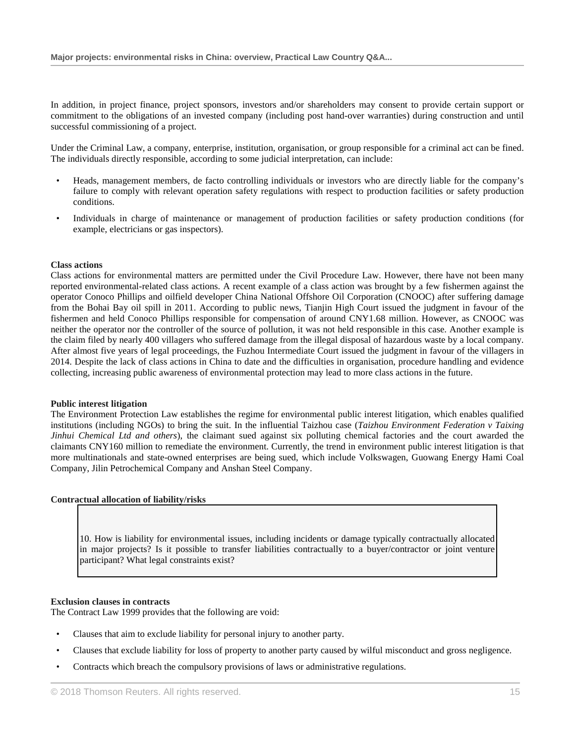In addition, in project finance, project sponsors, investors and/or shareholders may consent to provide certain support or commitment to the obligations of an invested company (including post hand-over warranties) during construction and until successful commissioning of a project.

Under the Criminal Law, a company, enterprise, institution, organisation, or group responsible for a criminal act can be fined. The individuals directly responsible, according to some judicial interpretation, can include:

- Heads, management members, de facto controlling individuals or investors who are directly liable for the company's failure to comply with relevant operation safety regulations with respect to production facilities or safety production conditions.
- Individuals in charge of maintenance or management of production facilities or safety production conditions (for example, electricians or gas inspectors).

**Class actions**

Class actions for environmental matters are permitted under the Civil Procedure Law. However, there have not been many reported environmental-related class actions. A recent example of a class action was brought by a few fishermen against the operator Conoco Phillips and oilfield developer China National Offshore Oil Corporation (CNOOC) after suffering damage from the Bohai Bay oil spill in 2011. According to public news, Tianjin High Court issued the judgment in favour of the fishermen and held Conoco Phillips responsible for compensation of around CNY1.68 million. However, as CNOOC was neither the operator nor the controller of the source of pollution, it was not held responsible in this case. Another example is the claim filed by nearly 400 villagers who suffered damage from the illegal disposal of hazardous waste by a local company. After almost five years of legal proceedings, the Fuzhou Intermediate Court issued the judgment in favour of the villagers in 2014. Despite the lack of class actions in China to date and the difficulties in organisation, procedure handling and evidence collecting, increasing public awareness of environmental protection may lead to more class actions in the future.

**Public interest litigation**

The Environment Protection Law establishes the regime for environmental public interest litigation, which enables qualified institutions (including NGOs) to bring the suit. In the influential Taizhou case (*Taizhou Environment Federation v Taixing Jinhui Chemical Ltd and others*), the claimant sued against six polluting chemical factories and the court awarded the claimants CNY160 million to remediate the environment. Currently, the trend in environment public interest litigation is that more multinationals and state-owned enterprises are being sued, which include Volkswagen, Guowang Energy Hami Coal Company, Jilin Petrochemical Company and Anshan Steel Company.

**Contractual allocation of liability/risks**

> 10. How is liability for environmental issues, including incidents or damage typically contractually allocated in major projects? Is it possible to transfer liabilities contractually to a buyer/contractor or joint venture participant? What legal constraints exist?

**Exclusion clauses in contracts**

The Contract Law 1999 provides that the following are void:

- Clauses that aim to exclude liability for personal injury to another party.
- Clauses that exclude liability for loss of property to another party caused by wilful misconduct and gross negligence.
- Contracts which breach the compulsory provisions of laws or administrative regulations.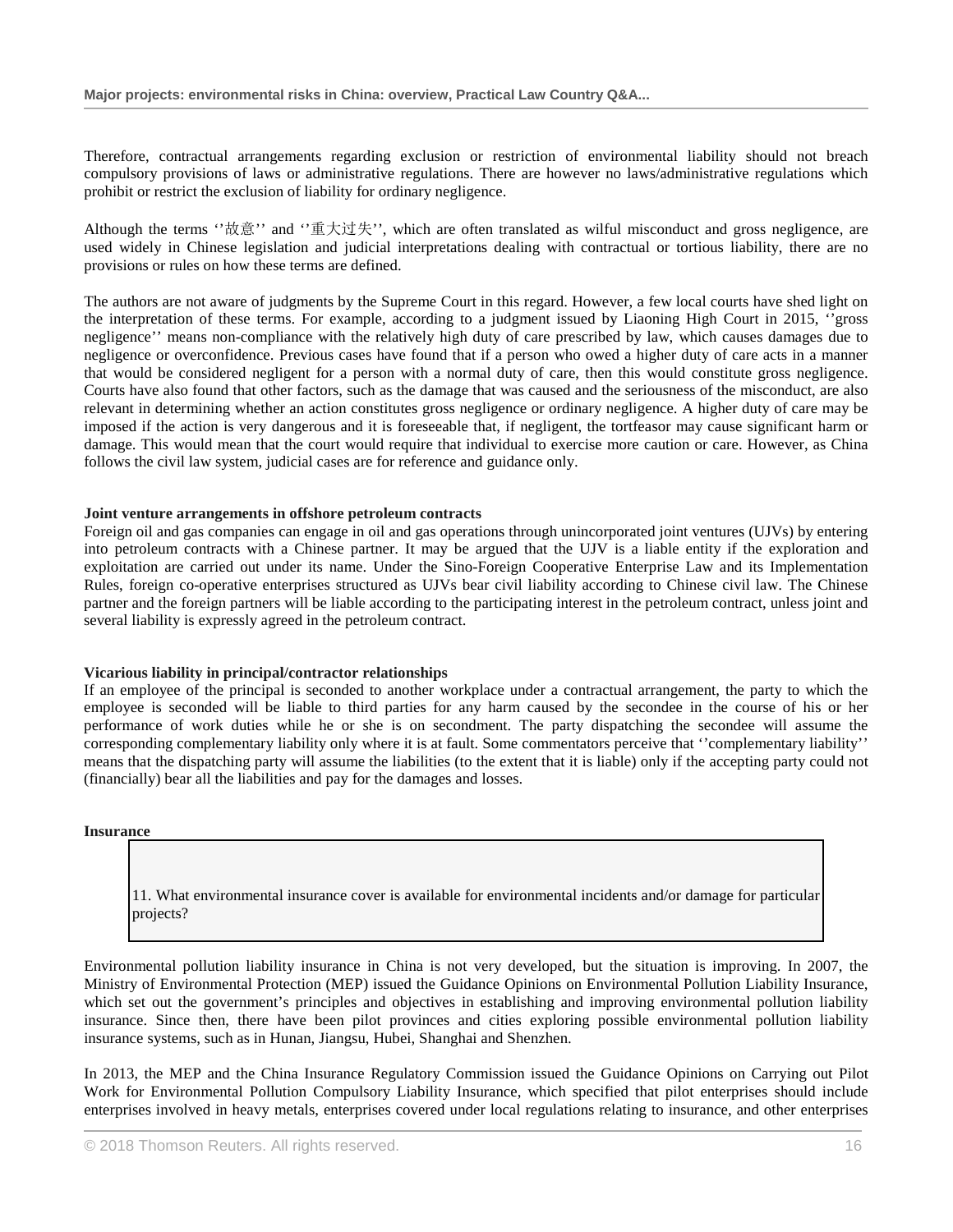Therefore, contractual arrangements regarding exclusion or restriction of environmental liability should not breach compulsory provisions of laws or administrative regulations. There are however no laws/administrative regulations which prohibit or restrict the exclusion of liability for ordinary negligence.

Although the terms ''故意'' and ''重大过失'', which are often translated as wilful misconduct and gross negligence, are used widely in Chinese legislation and judicial interpretations dealing with contractual or tortious liability, there are no provisions or rules on how these terms are defined.

The authors are not aware of judgments by the Supreme Court in this regard. However, a few local courts have shed light on the interpretation of these terms. For example, according to a judgment issued by Liaoning High Court in 2015, ''gross negligence'' means non-compliance with the relatively high duty of care prescribed by law, which causes damages due to negligence or overconfidence. Previous cases have found that if a person who owed a higher duty of care acts in a manner that would be considered negligent for a person with a normal duty of care, then this would constitute gross negligence. Courts have also found that other factors, such as the damage that was caused and the seriousness of the misconduct, are also relevant in determining whether an action constitutes gross negligence or ordinary negligence. A higher duty of care may be imposed if the action is very dangerous and it is foreseeable that, if negligent, the tortfeasor may cause significant harm or damage. This would mean that the court would require that individual to exercise more caution or care. However, as China follows the civil law system, judicial cases are for reference and guidance only.

**Joint venture arrangements in offshore petroleum contracts**

Foreign oil and gas companies can engage in oil and gas operations through unincorporated joint ventures (UJVs) by entering into petroleum contracts with a Chinese partner. It may be argued that the UJV is a liable entity if the exploration and exploitation are carried out under its name. Under the Sino-Foreign Cooperative Enterprise Law and its Implementation Rules, foreign co-operative enterprises structured as UJVs bear civil liability according to Chinese civil law. The Chinese partner and the foreign partners will be liable according to the participating interest in the petroleum contract, unless joint and several liability is expressly agreed in the petroleum contract.

**Vicarious liability in principal/contractor relationships**

If an employee of the principal is seconded to another workplace under a contractual arrangement, the party to which the employee is seconded will be liable to third parties for any harm caused by the secondee in the course of his or her performance of work duties while he or she is on secondment. The party dispatching the secondee will assume the corresponding complementary liability only where it is at fault. Some commentators perceive that ''complementary liability'' means that the dispatching party will assume the liabilities (to the extent that it is liable) only if the accepting party could not (financially) bear all the liabilities and pay for the damages and losses.

**Insurance**

11. What environmental insurance cover is available for environmental incidents and/or damage for particular projects?

Environmental pollution liability insurance in China is not very developed, but the situation is improving. In 2007, the Ministry of Environmental Protection (MEP) issued the Guidance Opinions on Environmental Pollution Liability Insurance, which set out the government's principles and objectives in establishing and improving environmental pollution liability insurance. Since then, there have been pilot provinces and cities exploring possible environmental pollution liability insurance systems, such as in Hunan, Jiangsu, Hubei, Shanghai and Shenzhen.

In 2013, the MEP and the China Insurance Regulatory Commission issued the Guidance Opinions on Carrying out Pilot Work for Environmental Pollution Compulsory Liability Insurance, which specified that pilot enterprises should include enterprises involved in heavy metals, enterprises covered under local regulations relating to insurance, and other enterprises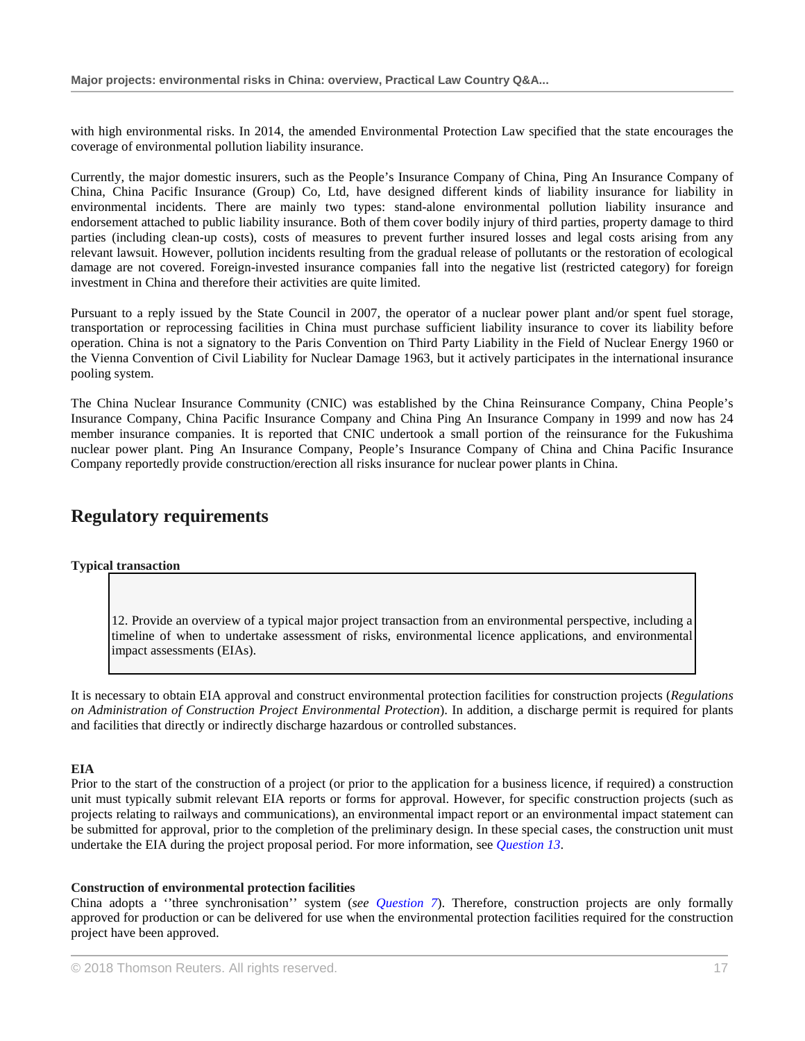with high environmental risks. In 2014, the amended Environmental Protection Law specified that the state encourages the coverage of environmental pollution liability insurance.

Currently, the major domestic insurers, such as the People's Insurance Company of China, Ping An Insurance Company of China, China Pacific Insurance (Group) Co, Ltd, have designed different kinds of liability insurance for liability in environmental incidents. There are mainly two types: stand-alone environmental pollution liability insurance and endorsement attached to public liability insurance. Both of them cover bodily injury of third parties, property damage to third parties (including clean-up costs), costs of measures to prevent further insured losses and legal costs arising from any relevant lawsuit. However, pollution incidents resulting from the gradual release of pollutants or the restoration of ecological damage are not covered. Foreign-invested insurance companies fall into the negative list (restricted category) for foreign investment in China and therefore their activities are quite limited.

Pursuant to a reply issued by the State Council in 2007, the operator of a nuclear power plant and/or spent fuel storage, transportation or reprocessing facilities in China must purchase sufficient liability insurance to cover its liability before operation. China is not a signatory to the Paris Convention on Third Party Liability in the Field of Nuclear Energy 1960 or the Vienna Convention of Civil Liability for Nuclear Damage 1963, but it actively participates in the international insurance pooling system.

The China Nuclear Insurance Community (CNIC) was established by the China Reinsurance Company, China People's Insurance Company, China Pacific Insurance Company and China Ping An Insurance Company in 1999 and now has 24 member insurance companies. It is reported that CNIC undertook a small portion of the reinsurance for the Fukushima nuclear power plant. Ping An Insurance Company, People's Insurance Company of China and China Pacific Insurance Company reportedly provide construction/erection all risks insurance for nuclear power plants in China.

## Regulatory requirements

**Typical transaction**

> 12. Provide an overview of a typical major project transaction from an environmental perspective, including a timeline of when to undertake assessment of risks, environmental licence applications, and environmental impact assessments (EIAs).

It is necessary to obtain EIA approval and construct environmental protection facilities for construction projects (*Regulations on Administration of Construction Project Environmental Protection*). In addition, a discharge permit is required for plants and facilities that directly or indirectly discharge hazardous or controlled substances.

**EIA**

Prior to the start of the construction of a project (or prior to the application for a business licence, if required) a construction unit must typically submit relevant EIA reports or forms for approval. However, for specific construction projects (such as projects relating to railways and communications), an environmental impact report or an environmental impact statement can be submitted for approval, prior to the completion of the preliminary design. In these special cases, the construction unit must undertake the EIA during the project proposal period. For more information, see *Question 13*.

**Construction of environmental protection facilities**

China adopts a ''three synchronisation'' system (*see Question 7*). Therefore, construction projects are only formally approved for production or can be delivered for use when the environmental protection facilities required for the construction project have been approved.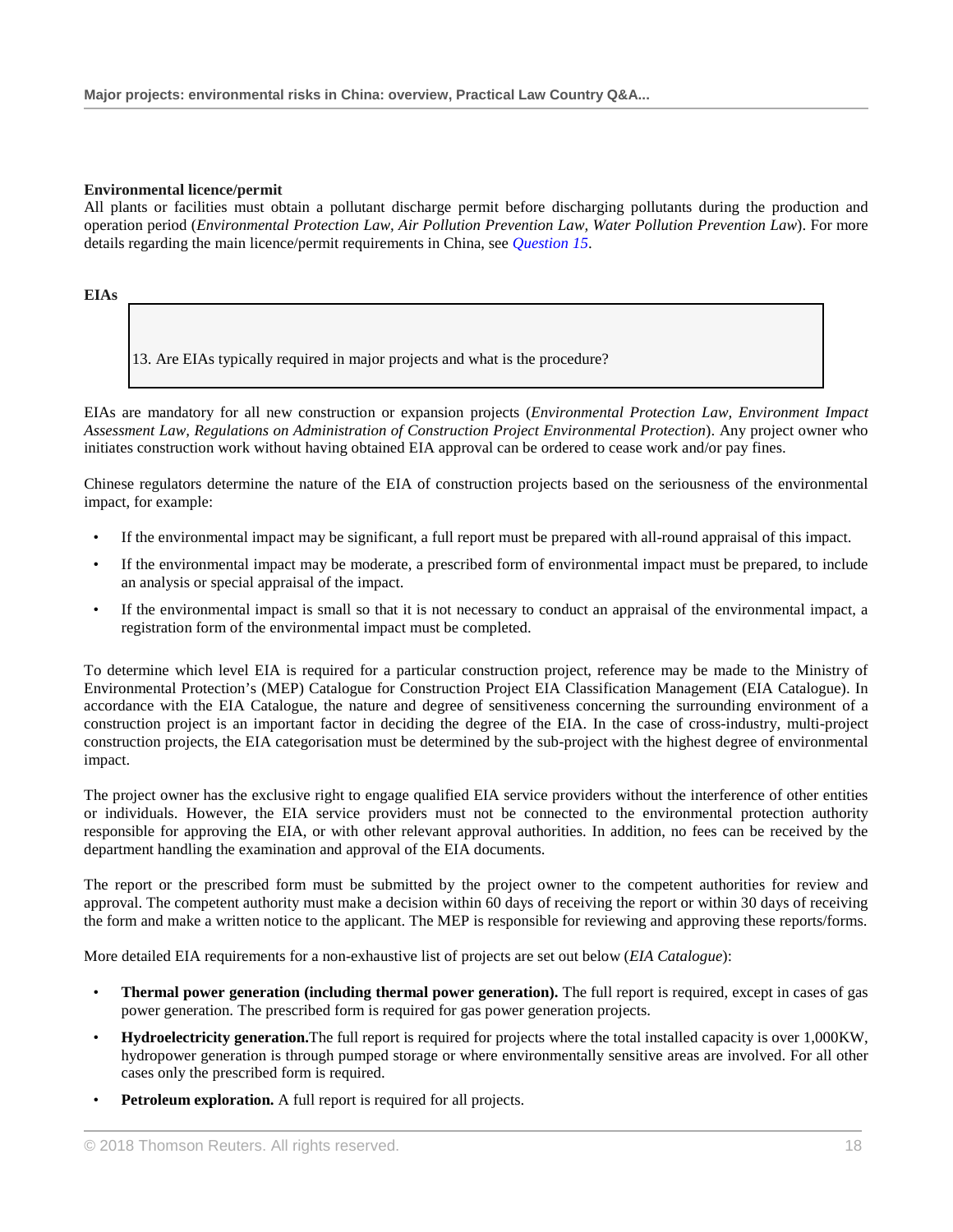**Environmental licence/permit**

All plants or facilities must obtain a pollutant discharge permit before discharging pollutants during the production and operation period (*Environmental Protection Law, Air Pollution Prevention Law, Water Pollution Prevention Law*). For more details regarding the main licence/permit requirements in China, see *Question 15*.

**EIAs**

13. Are EIAs typically required in major projects and what is the procedure?

EIAs are mandatory for all new construction or expansion projects (*Environmental Protection Law, Environment Impact Assessment Law, Regulations on Administration of Construction Project Environmental Protection*). Any project owner who initiates construction work without having obtained EIA approval can be ordered to cease work and/or pay fines.

Chinese regulators determine the nature of the EIA of construction projects based on the seriousness of the environmental impact, for example:

- If the environmental impact may be significant, a full report must be prepared with all-round appraisal of this impact.
- If the environmental impact may be moderate, a prescribed form of environmental impact must be prepared, to include an analysis or special appraisal of the impact.
- If the environmental impact is small so that it is not necessary to conduct an appraisal of the environmental impact, a registration form of the environmental impact must be completed.

To determine which level EIA is required for a particular construction project, reference may be made to the Ministry of Environmental Protection's (MEP) Catalogue for Construction Project EIA Classification Management (EIA Catalogue). In accordance with the EIA Catalogue, the nature and degree of sensitiveness concerning the surrounding environment of a construction project is an important factor in deciding the degree of the EIA. In the case of cross-industry, multi-project construction projects, the EIA categorisation must be determined by the sub-project with the highest degree of environmental impact.

The project owner has the exclusive right to engage qualified EIA service providers without the interference of other entities or individuals. However, the EIA service providers must not be connected to the environmental protection authority responsible for approving the EIA, or with other relevant approval authorities. In addition, no fees can be received by the department handling the examination and approval of the EIA documents.

The report or the prescribed form must be submitted by the project owner to the competent authorities for review and approval. The competent authority must make a decision within 60 days of receiving the report or within 30 days of receiving the form and make a written notice to the applicant. The MEP is responsible for reviewing and approving these reports/forms.

More detailed EIA requirements for a non-exhaustive list of projects are set out below (*EIA Catalogue*):

- **Thermal power generation (including thermal power generation).** The full report is required, except in cases of gas power generation. The prescribed form is required for gas power generation projects.
- **Hydroelectricity generation.**The full report is required for projects where the total installed capacity is over 1,000KW, hydropower generation is through pumped storage or where environmentally sensitive areas are involved. For all other cases only the prescribed form is required.
- **Petroleum exploration.** A full report is required for all projects.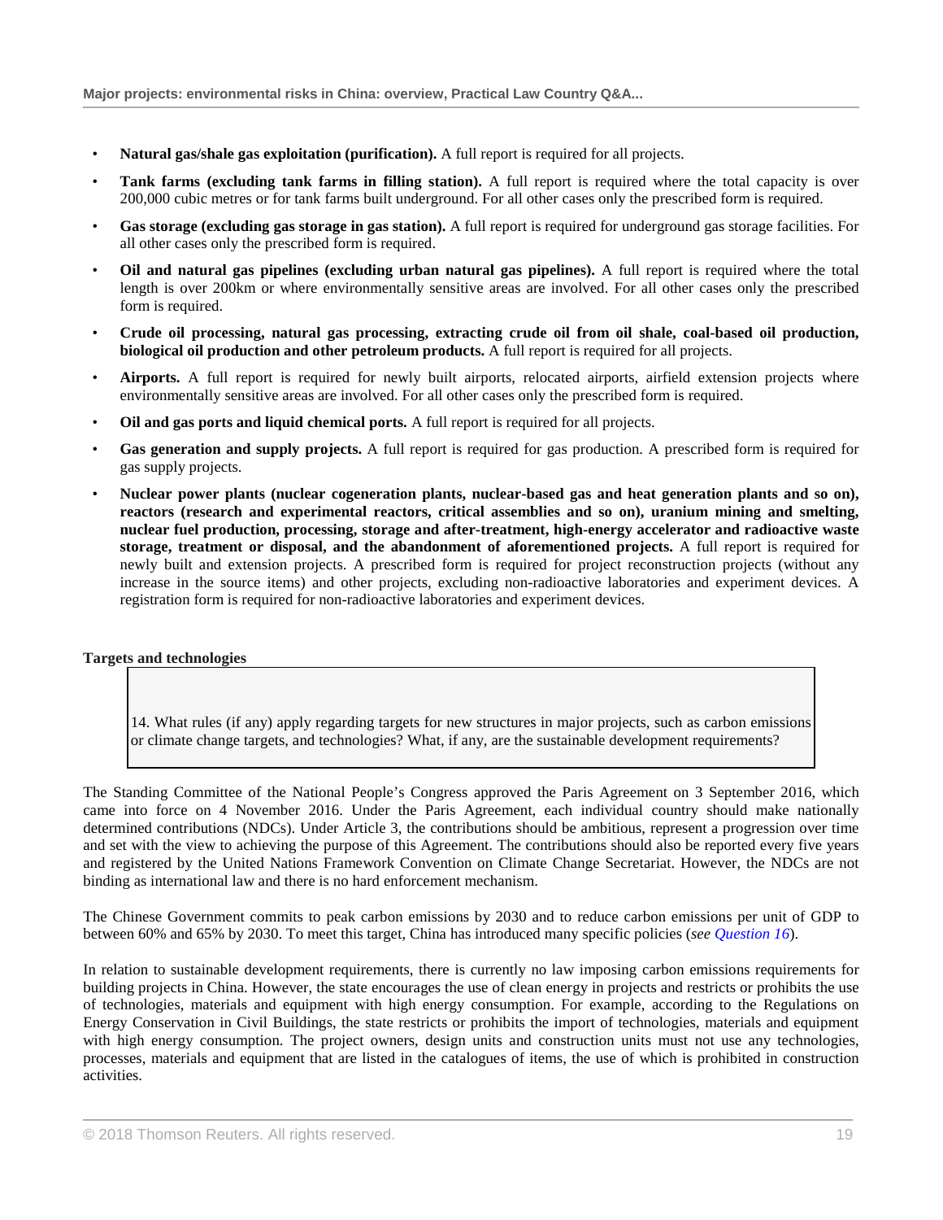- **Natural gas/shale gas exploitation (purification).** A full report is required for all projects.
- **Tank farms (excluding tank farms in filling station).** A full report is required where the total capacity is over 200,000 cubic metres or for tank farms built underground. For all other cases only the prescribed form is required.
- **Gas storage (excluding gas storage in gas station).** A full report is required for underground gas storage facilities. For all other cases only the prescribed form is required.
- **Oil and natural gas pipelines (excluding urban natural gas pipelines).** A full report is required where the total length is over 200km or where environmentally sensitive areas are involved. For all other cases only the prescribed form is required.
- **Crude oil processing, natural gas processing, extracting crude oil from oil shale, coal-based oil production, biological oil production and other petroleum products.** A full report is required for all projects.
- **Airports.** A full report is required for newly built airports, relocated airports, airfield extension projects where environmentally sensitive areas are involved. For all other cases only the prescribed form is required.
- **Oil and gas ports and liquid chemical ports.** A full report is required for all projects.
- **Gas generation and supply projects.** A full report is required for gas production. A prescribed form is required for gas supply projects.
- **Nuclear power plants (nuclear cogeneration plants, nuclear-based gas and heat generation plants and so on), reactors (research and experimental reactors, critical assemblies and so on), uranium mining and smelting, nuclear fuel production, processing, storage and after-treatment, high-energy accelerator and radioactive waste storage, treatment or disposal, and the abandonment of aforementioned projects.** A full report is required for newly built and extension projects. A prescribed form is required for project reconstruction projects (without any increase in the source items) and other projects, excluding non-radioactive laboratories and experiment devices. A registration form is required for non-radioactive laboratories and experiment devices.

**Targets and technologies**

14. What rules (if any) apply regarding targets for new structures in major projects, such as carbon emissions or climate change targets, and technologies? What, if any, are the sustainable development requirements?

The Standing Committee of the National People's Congress approved the Paris Agreement on 3 September 2016, which came into force on 4 November 2016. Under the Paris Agreement, each individual country should make nationally determined contributions (NDCs). Under Article 3, the contributions should be ambitious, represent a progression over time and set with the view to achieving the purpose of this Agreement. The contributions should also be reported every five years and registered by the United Nations Framework Convention on Climate Change Secretariat. However, the NDCs are not binding as international law and there is no hard enforcement mechanism.

The Chinese Government commits to peak carbon emissions by 2030 and to reduce carbon emissions per unit of GDP to between 60% and 65% by 2030. To meet this target, China has introduced many specific policies (*see Question 16*).

In relation to sustainable development requirements, there is currently no law imposing carbon emissions requirements for building projects in China. However, the state encourages the use of clean energy in projects and restricts or prohibits the use of technologies, materials and equipment with high energy consumption. For example, according to the Regulations on Energy Conservation in Civil Buildings, the state restricts or prohibits the import of technologies, materials and equipment with high energy consumption. The project owners, design units and construction units must not use any technologies, processes, materials and equipment that are listed in the catalogues of items, the use of which is prohibited in construction activities.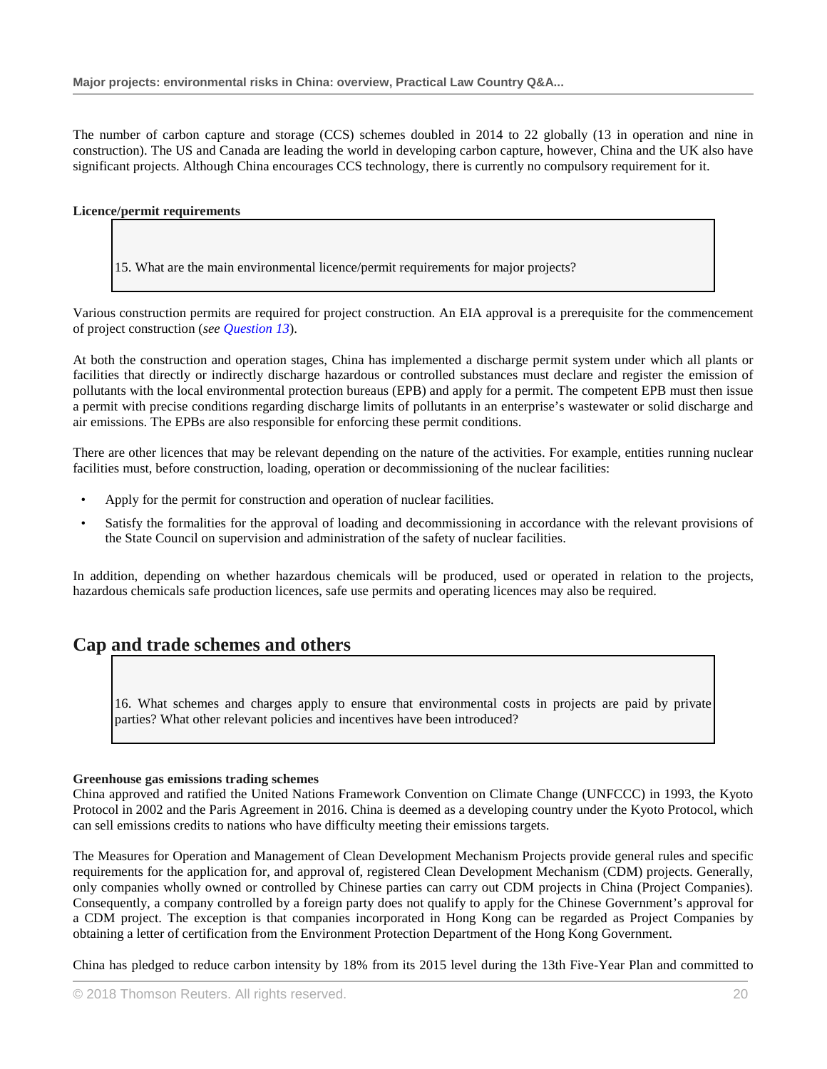The number of carbon capture and storage (CCS) schemes doubled in 2014 to 22 globally (13 in operation and nine in construction). The US and Canada are leading the world in developing carbon capture, however, China and the UK also have significant projects. Although China encourages CCS technology, there is currently no compulsory requirement for it.

**Licence/permit requirements**

> 15. What are the main environmental licence/permit requirements for major projects?

Various construction permits are required for project construction. An EIA approval is a prerequisite for the commencement of project construction (*see Question 13*).

At both the construction and operation stages, China has implemented a discharge permit system under which all plants or facilities that directly or indirectly discharge hazardous or controlled substances must declare and register the emission of pollutants with the local environmental protection bureaus (EPB) and apply for a permit. The competent EPB must then issue a permit with precise conditions regarding discharge limits of pollutants in an enterprise's wastewater or solid discharge and air emissions. The EPBs are also responsible for enforcing these permit conditions.

There are other licences that may be relevant depending on the nature of the activities. For example, entities running nuclear facilities must, before construction, loading, operation or decommissioning of the nuclear facilities:

- Apply for the permit for construction and operation of nuclear facilities.
- Satisfy the formalities for the approval of loading and decommissioning in accordance with the relevant provisions of the State Council on supervision and administration of the safety of nuclear facilities.

In addition, depending on whether hazardous chemicals will be produced, used or operated in relation to the projects, hazardous chemicals safe production licences, safe use permits and operating licences may also be required.

## Cap and trade schemes and others

> 16. What schemes and charges apply to ensure that environmental costs in projects are paid by private parties? What other relevant policies and incentives have been introduced?

**Greenhouse gas emissions trading schemes**

China approved and ratified the United Nations Framework Convention on Climate Change (UNFCCC) in 1993, the Kyoto Protocol in 2002 and the Paris Agreement in 2016. China is deemed as a developing country under the Kyoto Protocol, which can sell emissions credits to nations who have difficulty meeting their emissions targets.

The Measures for Operation and Management of Clean Development Mechanism Projects provide general rules and specific requirements for the application for, and approval of, registered Clean Development Mechanism (CDM) projects. Generally, only companies wholly owned or controlled by Chinese parties can carry out CDM projects in China (Project Companies). Consequently, a company controlled by a foreign party does not qualify to apply for the Chinese Government's approval for a CDM project. The exception is that companies incorporated in Hong Kong can be regarded as Project Companies by obtaining a letter of certification from the Environment Protection Department of the Hong Kong Government.

China has pledged to reduce carbon intensity by 18% from its 2015 level during the 13th Five-Year Plan and committed to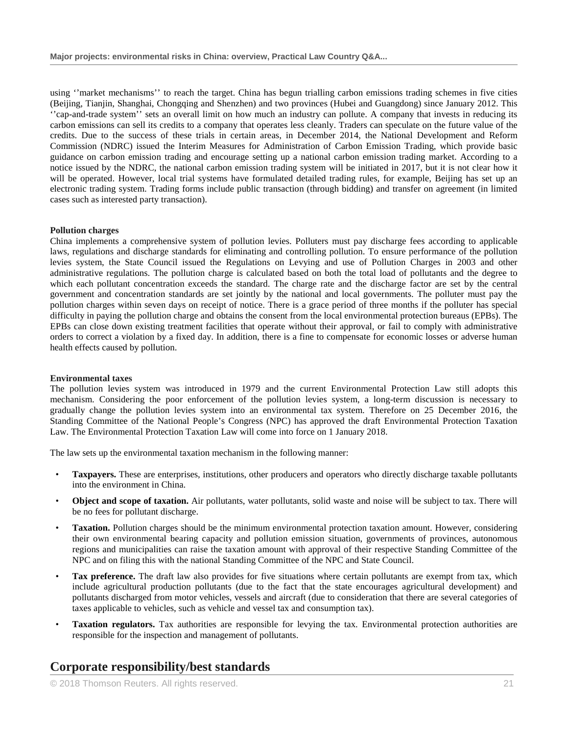using ''market mechanisms'' to reach the target. China has begun trialling carbon emissions trading schemes in five cities (Beijing, Tianjin, Shanghai, Chongqing and Shenzhen) and two provinces (Hubei and Guangdong) since January 2012. This ''cap-and-trade system'' sets an overall limit on how much an industry can pollute. A company that invests in reducing its carbon emissions can sell its credits to a company that operates less cleanly. Traders can speculate on the future value of the credits. Due to the success of these trials in certain areas, in December 2014, the National Development and Reform Commission (NDRC) issued the Interim Measures for Administration of Carbon Emission Trading, which provide basic guidance on carbon emission trading and encourage setting up a national carbon emission trading market. According to a notice issued by the NDRC, the national carbon emission trading system will be initiated in 2017, but it is not clear how it will be operated. However, local trial systems have formulated detailed trading rules, for example, Beijing has set up an electronic trading system. Trading forms include public transaction (through bidding) and transfer on agreement (in limited cases such as interested party transaction).

**Pollution charges**

China implements a comprehensive system of pollution levies. Polluters must pay discharge fees according to applicable laws, regulations and discharge standards for eliminating and controlling pollution. To ensure performance of the pollution levies system, the State Council issued the Regulations on Levying and use of Pollution Charges in 2003 and other administrative regulations. The pollution charge is calculated based on both the total load of pollutants and the degree to which each pollutant concentration exceeds the standard. The charge rate and the discharge factor are set by the central government and concentration standards are set jointly by the national and local governments. The polluter must pay the pollution charges within seven days on receipt of notice. There is a grace period of three months if the polluter has special difficulty in paying the pollution charge and obtains the consent from the local environmental protection bureaus (EPBs). The EPBs can close down existing treatment facilities that operate without their approval, or fail to comply with administrative orders to correct a violation by a fixed day. In addition, there is a fine to compensate for economic losses or adverse human health effects caused by pollution.

**Environmental taxes**

The pollution levies system was introduced in 1979 and the current Environmental Protection Law still adopts this mechanism. Considering the poor enforcement of the pollution levies system, a long-term discussion is necessary to gradually change the pollution levies system into an environmental tax system. Therefore on 25 December 2016, the Standing Committee of the National People's Congress (NPC) has approved the draft Environmental Protection Taxation Law. The Environmental Protection Taxation Law will come into force on 1 January 2018.

The law sets up the environmental taxation mechanism in the following manner:

- **Taxpayers.** These are enterprises, institutions, other producers and operators who directly discharge taxable pollutants into the environment in China.
- **Object and scope of taxation.** Air pollutants, water pollutants, solid waste and noise will be subject to tax. There will be no fees for pollutant discharge.
- **Taxation.** Pollution charges should be the minimum environmental protection taxation amount. However, considering their own environmental bearing capacity and pollution emission situation, governments of provinces, autonomous regions and municipalities can raise the taxation amount with approval of their respective Standing Committee of the NPC and on filing this with the national Standing Committee of the NPC and State Council.
- **Tax preference.** The draft law also provides for five situations where certain pollutants are exempt from tax, which include agricultural production pollutants (due to the fact that the state encourages agricultural development) and pollutants discharged from motor vehicles, vessels and aircraft (due to consideration that there are several categories of taxes applicable to vehicles, such as vehicle and vessel tax and consumption tax).
- **Taxation regulators.** Tax authorities are responsible for levying the tax. Environmental protection authorities are responsible for the inspection and management of pollutants.

## Corporate responsibility/best standards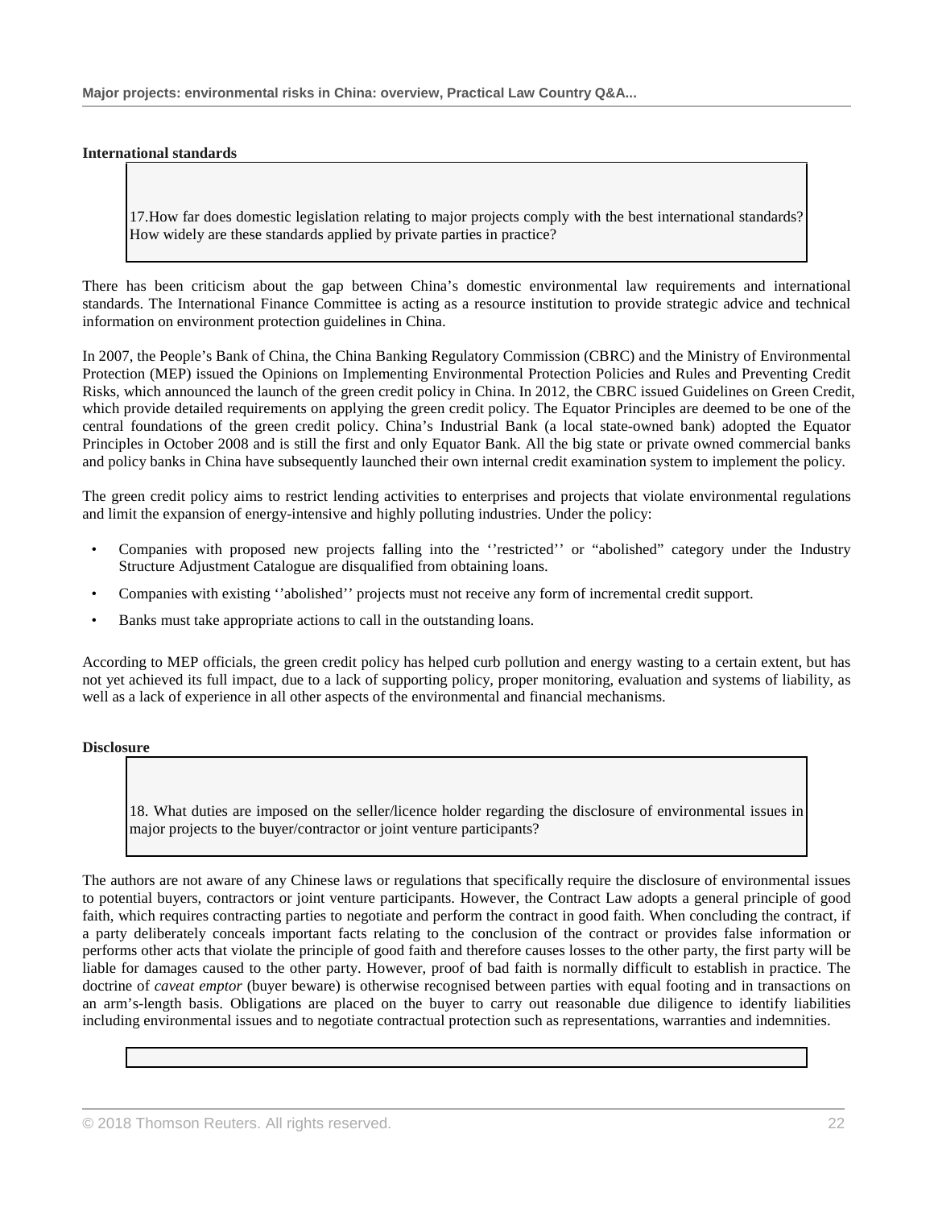**International standards**

> 17.How far does domestic legislation relating to major projects comply with the best international standards? How widely are these standards applied by private parties in practice?

There has been criticism about the gap between China's domestic environmental law requirements and international standards. The International Finance Committee is acting as a resource institution to provide strategic advice and technical information on environment protection guidelines in China.

In 2007, the People's Bank of China, the China Banking Regulatory Commission (CBRC) and the Ministry of Environmental Protection (MEP) issued the Opinions on Implementing Environmental Protection Policies and Rules and Preventing Credit Risks, which announced the launch of the green credit policy in China. In 2012, the CBRC issued Guidelines on Green Credit, which provide detailed requirements on applying the green credit policy. The Equator Principles are deemed to be one of the central foundations of the green credit policy. China's Industrial Bank (a local state-owned bank) adopted the Equator Principles in October 2008 and is still the first and only Equator Bank. All the big state or private owned commercial banks and policy banks in China have subsequently launched their own internal credit examination system to implement the policy.

The green credit policy aims to restrict lending activities to enterprises and projects that violate environmental regulations and limit the expansion of energy-intensive and highly polluting industries. Under the policy:

- Companies with proposed new projects falling into the ''restricted'' or "abolished" category under the Industry Structure Adjustment Catalogue are disqualified from obtaining loans.
- Companies with existing ''abolished'' projects must not receive any form of incremental credit support.
- Banks must take appropriate actions to call in the outstanding loans.

According to MEP officials, the green credit policy has helped curb pollution and energy wasting to a certain extent, but has not yet achieved its full impact, due to a lack of supporting policy, proper monitoring, evaluation and systems of liability, as well as a lack of experience in all other aspects of the environmental and financial mechanisms.

**Disclosure**

> 18. What duties are imposed on the seller/licence holder regarding the disclosure of environmental issues in major projects to the buyer/contractor or joint venture participants?

The authors are not aware of any Chinese laws or regulations that specifically require the disclosure of environmental issues to potential buyers, contractors or joint venture participants. However, the Contract Law adopts a general principle of good faith, which requires contracting parties to negotiate and perform the contract in good faith. When concluding the contract, if a party deliberately conceals important facts relating to the conclusion of the contract or provides false information or performs other acts that violate the principle of good faith and therefore causes losses to the other party, the first party will be liable for damages caused to the other party. However, proof of bad faith is normally difficult to establish in practice. The doctrine of *caveat emptor* (buyer beware) is otherwise recognised between parties with equal footing and in transactions on an arm's-length basis. Obligations are placed on the buyer to carry out reasonable due diligence to identify liabilities including environmental issues and to negotiate contractual protection such as representations, warranties and indemnities.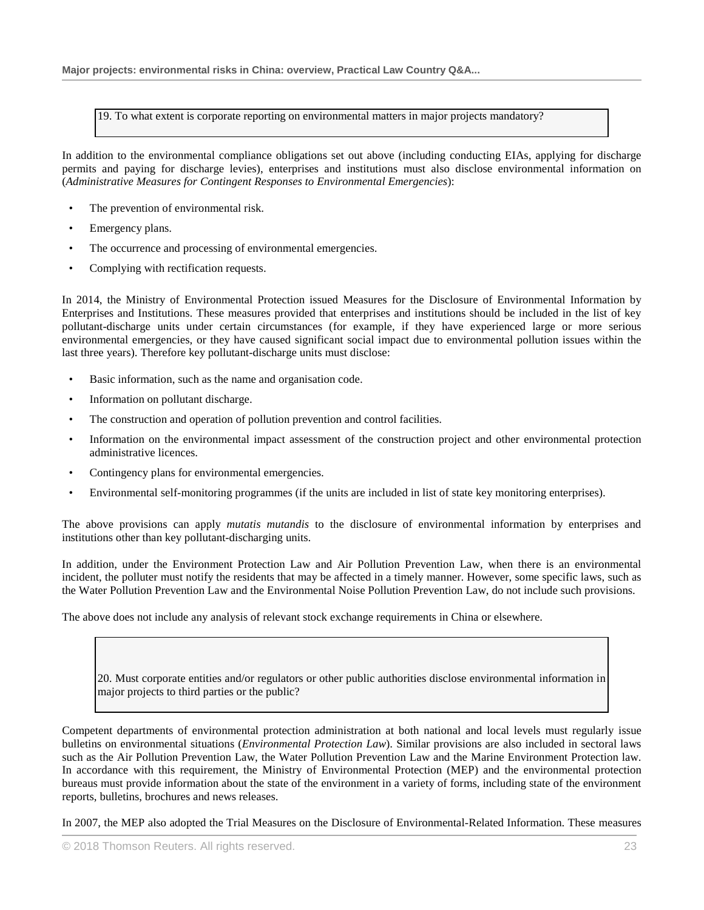### 19. To what extent is corporate reporting on environmental matters in major projects mandatory?

In addition to the environmental compliance obligations set out above (including conducting EIAs, applying for discharge permits and paying for discharge levies), enterprises and institutions must also disclose environmental information on (*Administrative Measures for Contingent Responses to Environmental Emergencies*):

- The prevention of environmental risk.
- Emergency plans.
- The occurrence and processing of environmental emergencies.
- Complying with rectification requests.

In 2014, the Ministry of Environmental Protection issued Measures for the Disclosure of Environmental Information by Enterprises and Institutions. These measures provided that enterprises and institutions should be included in the list of key pollutant-discharge units under certain circumstances (for example, if they have experienced large or more serious environmental emergencies, or they have caused significant social impact due to environmental pollution issues within the last three years). Therefore key pollutant-discharge units must disclose:

- Basic information, such as the name and organisation code.
- Information on pollutant discharge.
- The construction and operation of pollution prevention and control facilities.
- Information on the environmental impact assessment of the construction project and other environmental protection administrative licences.
- Contingency plans for environmental emergencies.
- Environmental self-monitoring programmes (if the units are included in list of state key monitoring enterprises).

The above provisions can apply *mutatis mutandis* to the disclosure of environmental information by enterprises and institutions other than key pollutant-discharging units.

In addition, under the Environment Protection Law and Air Pollution Prevention Law, when there is an environmental incident, the polluter must notify the residents that may be affected in a timely manner. However, some specific laws, such as the Water Pollution Prevention Law and the Environmental Noise Pollution Prevention Law, do not include such provisions.

The above does not include any analysis of relevant stock exchange requirements in China or elsewhere.

### 20. Must corporate entities and/or regulators or other public authorities disclose environmental information in major projects to third parties or the public?

Competent departments of environmental protection administration at both national and local levels must regularly issue bulletins on environmental situations (*Environmental Protection Law*). Similar provisions are also included in sectoral laws such as the Air Pollution Prevention Law, the Water Pollution Prevention Law and the Marine Environment Protection law. In accordance with this requirement, the Ministry of Environmental Protection (MEP) and the environmental protection bureaus must provide information about the state of the environment in a variety of forms, including state of the environment reports, bulletins, brochures and news releases.

In 2007, the MEP also adopted the Trial Measures on the Disclosure of Environmental-Related Information. These measures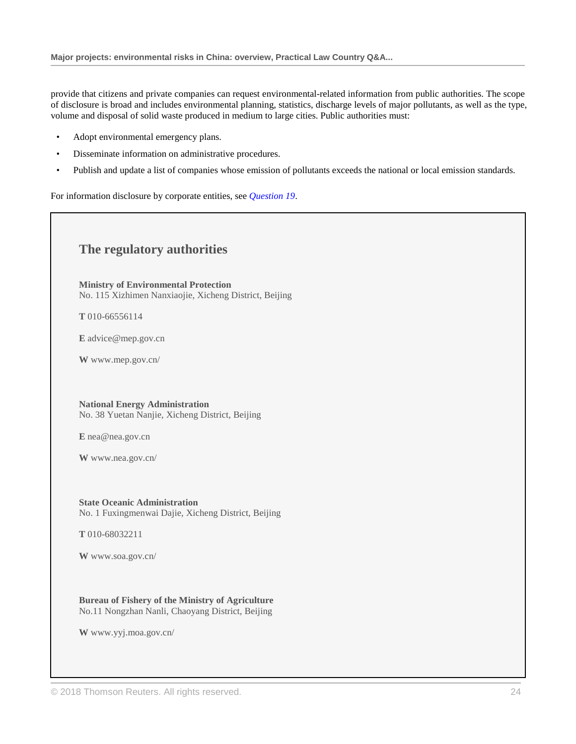provide that citizens and private companies can request environmental-related information from public authorities. The scope of disclosure is broad and includes environmental planning, statistics, discharge levels of major pollutants, as well as the type, volume and disposal of solid waste produced in medium to large cities. Public authorities must:

- Adopt environmental emergency plans.
- Disseminate information on administrative procedures.
- Publish and update a list of companies whose emission of pollutants exceeds the national or local emission standards.

For information disclosure by corporate entities, see *Question 19*.

## The regulatory authorities

**Ministry of Environmental Protection**
No. 115 Xizhimen Nanxiaojie, Xicheng District, Beijing

**T** 010-66556114

**E** advice@mep.gov.cn

**W** www.mep.gov.cn/

**National Energy Administration**
No. 38 Yuetan Nanjie, Xicheng District, Beijing

**E** nea@nea.gov.cn

**W** www.nea.gov.cn/

**State Oceanic Administration**
No. 1 Fuxingmenwai Dajie, Xicheng District, Beijing

**T** 010-68032211

**W** www.soa.gov.cn/

**Bureau of Fishery of the Ministry of Agriculture**
No.11 Nongzhan Nanli, Chaoyang District, Beijing

**W** www.yyj.moa.gov.cn/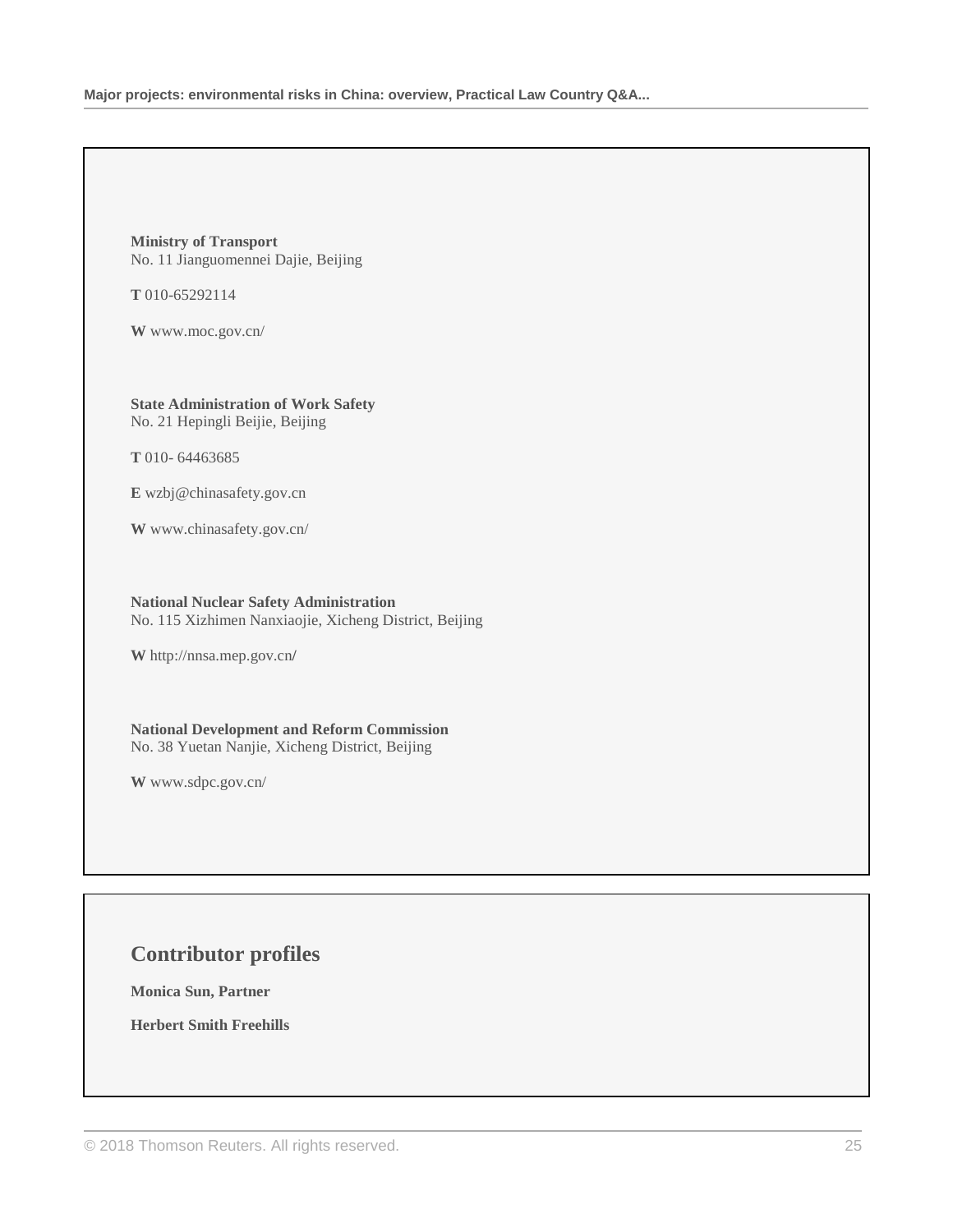**Ministry of Transport**
No. 11 Jianguomennei Dajie, Beijing

**T** 010-65292114

**W** www.moc.gov.cn/

**State Administration of Work Safety**
No. 21 Hepingli Beijie, Beijing

**T** 010- 64463685

**E** wzbj@chinasafety.gov.cn

**W** www.chinasafety.gov.cn/

**National Nuclear Safety Administration**
No. 115 Xizhimen Nanxiaojie, Xicheng District, Beijing

**W** http://nnsa.mep.gov.cn/

**National Development and Reform Commission**
No. 38 Yuetan Nanjie, Xicheng District, Beijing

**W** www.sdpc.gov.cn/

## Contributor profiles

**Monica Sun, Partner**

**Herbert Smith Freehills**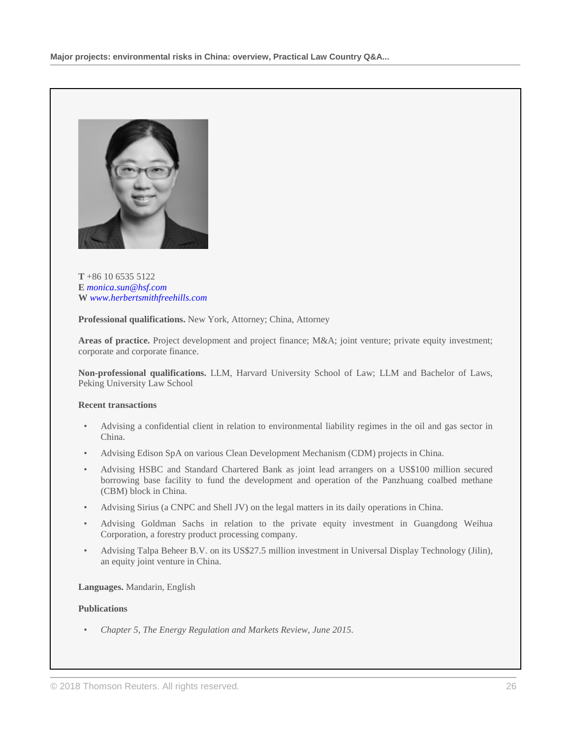**T** +86 10 6535 5122
**E** *monica.sun@hsf.com*
**W** *www.herbertsmithfreehills.com*

**Professional qualifications.** New York, Attorney; China, Attorney

**Areas of practice.** Project development and project finance; M&A; joint venture; private equity investment; corporate and corporate finance.

**Non-professional qualifications.** LLM, Harvard University School of Law; LLM and Bachelor of Laws, Peking University Law School

**Recent transactions**

- Advising a confidential client in relation to environmental liability regimes in the oil and gas sector in China.
- Advising Edison SpA on various Clean Development Mechanism (CDM) projects in China.
- Advising HSBC and Standard Chartered Bank as joint lead arrangers on a US$100 million secured borrowing base facility to fund the development and operation of the Panzhuang coalbed methane (CBM) block in China.
- Advising Sirius (a CNPC and Shell JV) on the legal matters in its daily operations in China.
- Advising Goldman Sachs in relation to the private equity investment in Guangdong Weihua Corporation, a forestry product processing company.
- Advising Talpa Beheer B.V. on its US$27.5 million investment in Universal Display Technology (Jilin), an equity joint venture in China.

**Languages.** Mandarin, English

**Publications**

- *Chapter 5, The Energy Regulation and Markets Review, June 2015.*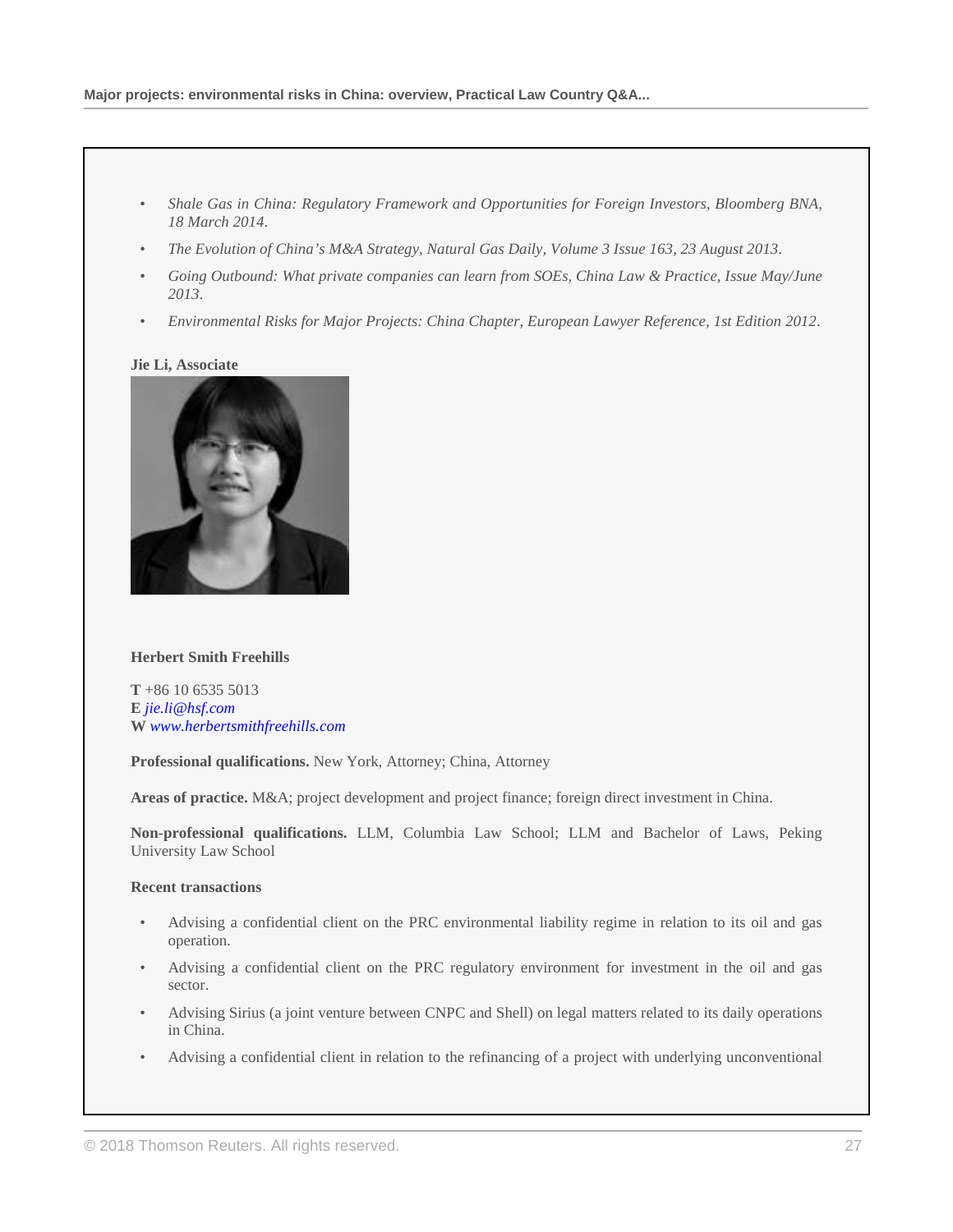- *Shale Gas in China: Regulatory Framework and Opportunities for Foreign Investors, Bloomberg BNA, 18 March 2014*.
- *The Evolution of China's M&A Strategy, Natural Gas Daily, Volume 3 Issue 163, 23 August 2013*.
- *Going Outbound: What private companies can learn from SOEs, China Law & Practice, Issue May/June 2013*.
- *Environmental Risks for Major Projects: China Chapter, European Lawyer Reference, 1st Edition 2012*.

**Jie Li, Associate**

**Herbert Smith Freehills**

**T** +86 10 6535 5013
**E** *jie.li@hsf.com*
**W** *www.herbertsmithfreehills.com*

**Professional qualifications.** New York, Attorney; China, Attorney

**Areas of practice.** M&A; project development and project finance; foreign direct investment in China.

**Non-professional qualifications.** LLM, Columbia Law School; LLM and Bachelor of Laws, Peking University Law School

**Recent transactions**

- Advising a confidential client on the PRC environmental liability regime in relation to its oil and gas operation.
- Advising a confidential client on the PRC regulatory environment for investment in the oil and gas sector.
- Advising Sirius (a joint venture between CNPC and Shell) on legal matters related to its daily operations in China.
- Advising a confidential client in relation to the refinancing of a project with underlying unconventional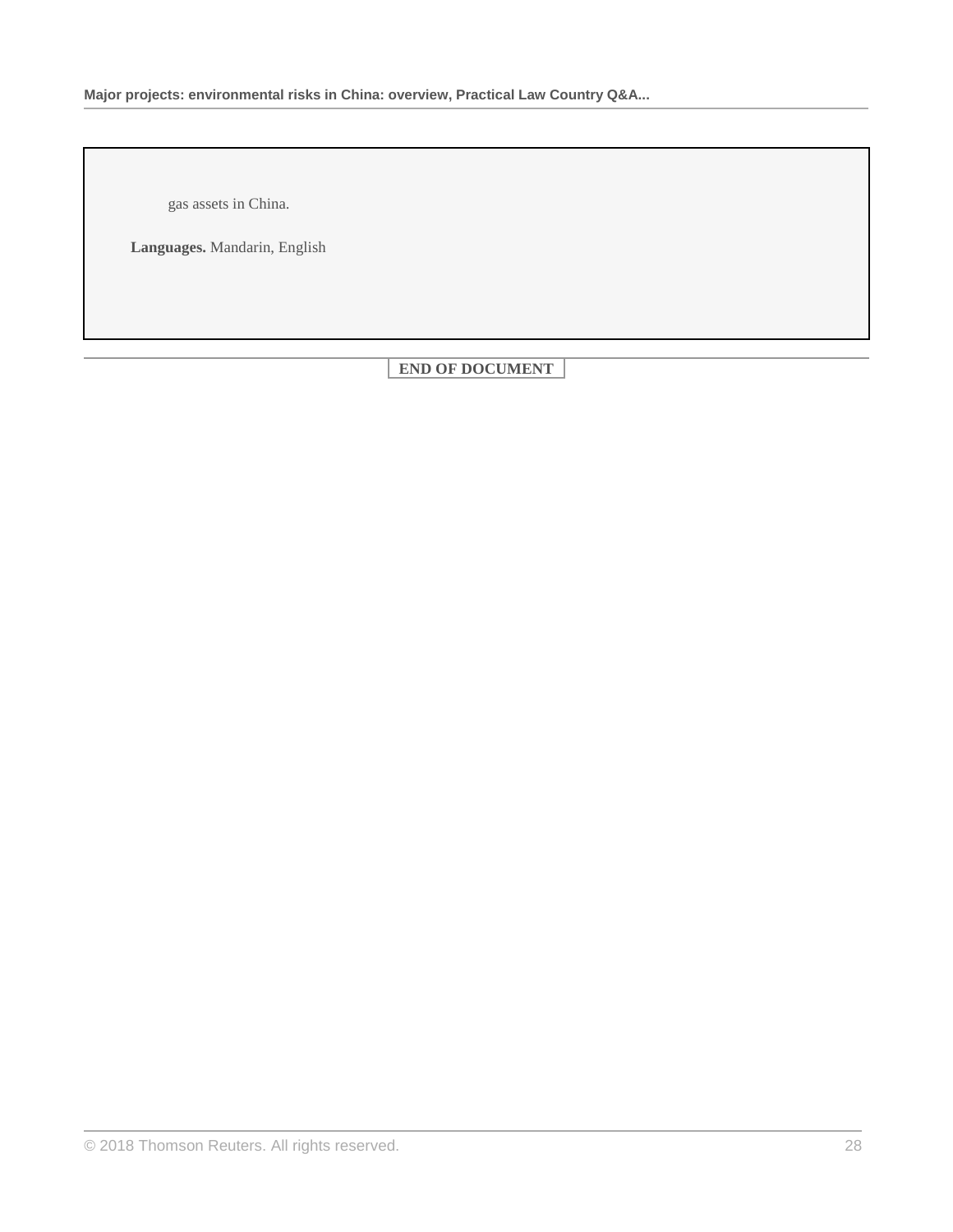gas assets in China.

**Languages.** Mandarin, English

**END OF DOCUMENT**